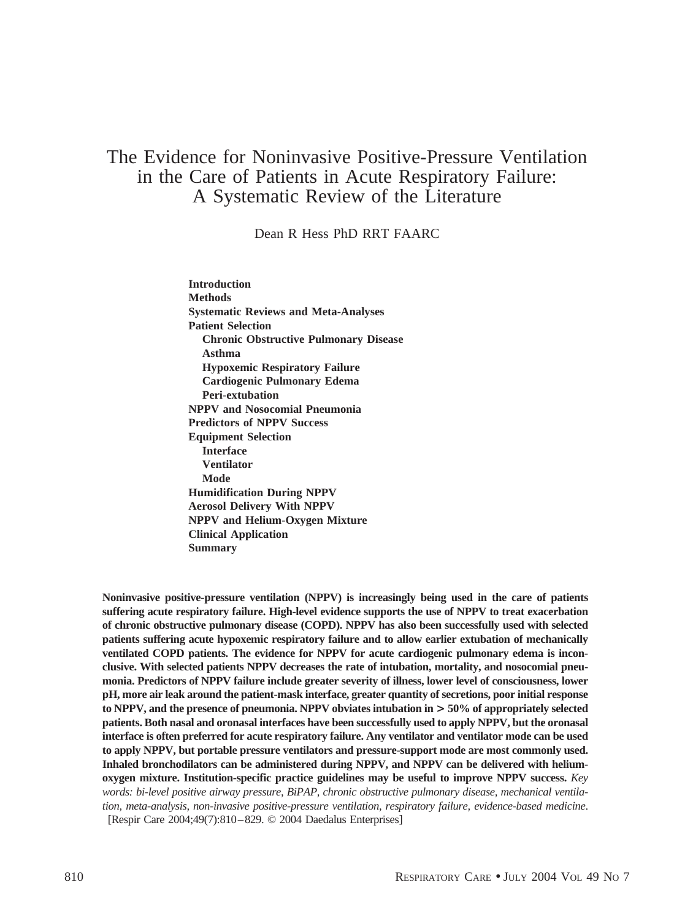# The Evidence for Noninvasive Positive-Pressure Ventilation in the Care of Patients in Acute Respiratory Failure: A Systematic Review of the Literature

Dean R Hess PhD RRT FAARC

**Introduction**
**Methods**
**Systematic Reviews and Meta-Analyses**
**Patient Selection**
- **Chronic Obstructive Pulmonary Disease**
- **Asthma**
- **Hypoxemic Respiratory Failure**
- **Cardiogenic Pulmonary Edema**
- **Peri-extubation**

**NPPV and Nosocomial Pneumonia**
**Predictors of NPPV Success**
**Equipment Selection**
- **Interface**
- **Ventilator**
- **Mode**

**Humidification During NPPV**
**Aerosol Delivery With NPPV**
**NPPV and Helium-Oxygen Mixture**
**Clinical Application**
**Summary**

**Noninvasive positive-pressure ventilation (NPPV) is increasingly being used in the care of patients suffering acute respiratory failure. High-level evidence supports the use of NPPV to treat exacerbation of chronic obstructive pulmonary disease (COPD). NPPV has also been successfully used with selected patients suffering acute hypoxemic respiratory failure and to allow earlier extubation of mechanically ventilated COPD patients. The evidence for NPPV for acute cardiogenic pulmonary edema is inconclusive. With selected patients NPPV decreases the rate of intubation, mortality, and nosocomial pneumonia. Predictors of NPPV failure include greater severity of illness, lower level of consciousness, lower pH, more air leak around the patient-mask interface, greater quantity of secretions, poor initial response to NPPV, and the presence of pneumonia. NPPV obviates intubation in > 50% of appropriately selected patients. Both nasal and oronasal interfaces have been successfully used to apply NPPV, but the oronasal interface is often preferred for acute respiratory failure. Any ventilator and ventilator mode can be used to apply NPPV, but portable pressure ventilators and pressure-support mode are most commonly used. Inhaled bronchodilators can be administered during NPPV, and NPPV can be delivered with helium-oxygen mixture. Institution-specific practice guidelines may be useful to improve NPPV success.** *Key words: bi-level positive airway pressure, BiPAP, chronic obstructive pulmonary disease, mechanical ventilation, meta-analysis, non-invasive positive-pressure ventilation, respiratory failure, evidence-based medicine.* [Respir Care 2004;49(7):810–829. © 2004 Daedalus Enterprises]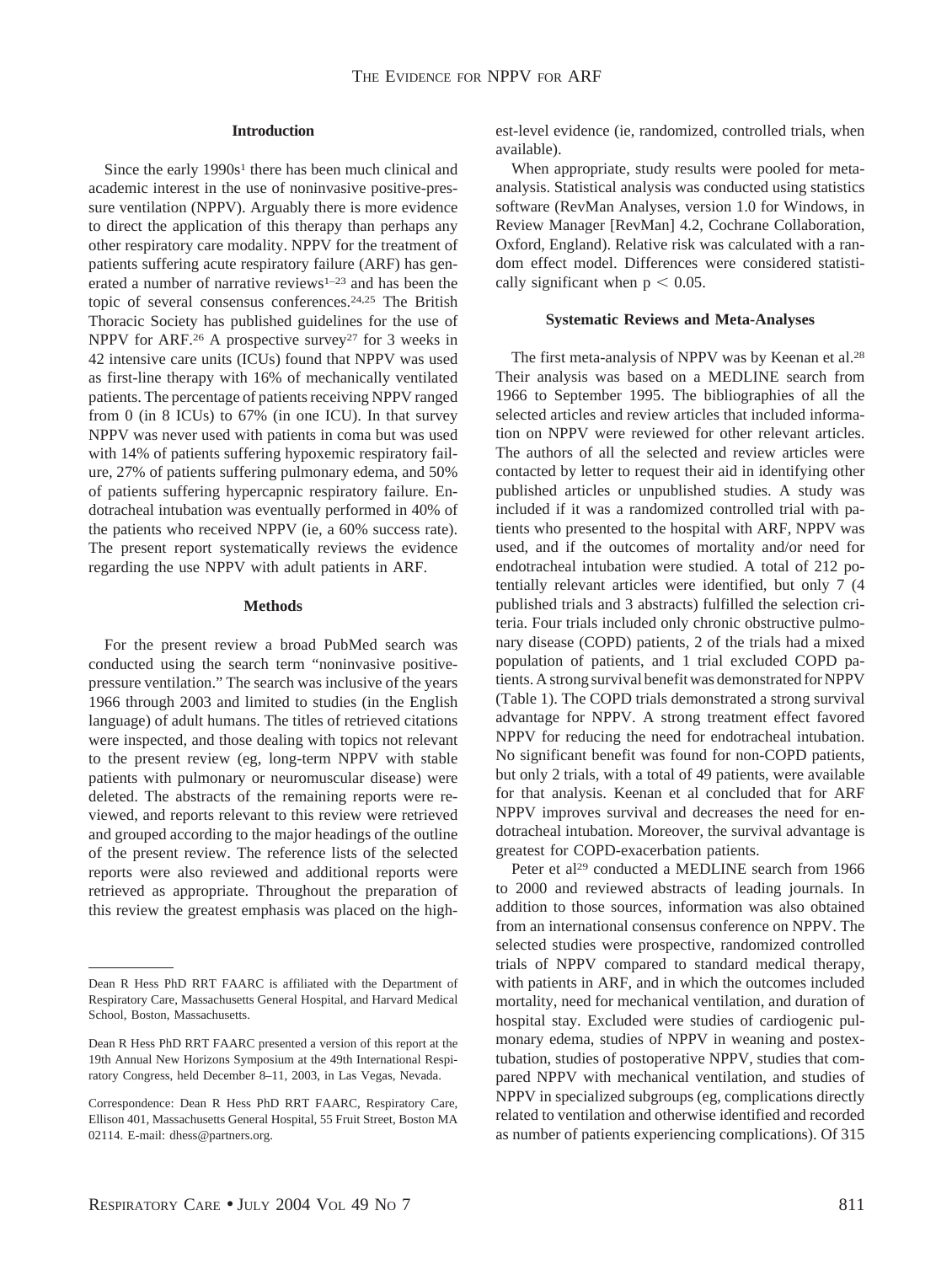## Introduction

Since the early 1990s[1] there has been much clinical and academic interest in the use of noninvasive positive-pressure ventilation (NPPV). Arguably there is more evidence to direct the application of this therapy than perhaps any other respiratory care modality. NPPV for the treatment of patients suffering acute respiratory failure (ARF) has generated a number of narrative reviews[1–23] and has been the topic of several consensus conferences.[24,25] The British Thoracic Society has published guidelines for the use of NPPV for ARF.[26] A prospective survey[27] for 3 weeks in 42 intensive care units (ICUs) found that NPPV was used as first-line therapy with 16% of mechanically ventilated patients. The percentage of patients receiving NPPV ranged from 0 (in 8 ICUs) to 67% (in one ICU). In that survey NPPV was never used with patients in coma but was used with 14% of patients suffering hypoxemic respiratory failure, 27% of patients suffering pulmonary edema, and 50% of patients suffering hypercapnic respiratory failure. Endotracheal intubation was eventually performed in 40% of the patients who received NPPV (ie, a 60% success rate). The present report systematically reviews the evidence regarding the use NPPV with adult patients in ARF.

## Methods

For the present review a broad PubMed search was conducted using the search term "noninvasive positive-pressure ventilation." The search was inclusive of the years 1966 through 2003 and limited to studies (in the English language) of adult humans. The titles of retrieved citations were inspected, and those dealing with topics not relevant to the present review (eg, long-term NPPV with stable patients with pulmonary or neuromuscular disease) were deleted. The abstracts of the remaining reports were reviewed, and reports relevant to this review were retrieved and grouped according to the major headings of the outline of the present review. The reference lists of the selected reports were also reviewed and additional reports were retrieved as appropriate. Throughout the preparation of this review the greatest emphasis was placed on the highest-level evidence (ie, randomized, controlled trials, when available).

When appropriate, study results were pooled for meta-analysis. Statistical analysis was conducted using statistics software (RevMan Analyses, version 1.0 for Windows, in Review Manager [RevMan] 4.2, Cochrane Collaboration, Oxford, England). Relative risk was calculated with a random effect model. Differences were considered statistically significant when $p < 0.05$.

## Systematic Reviews and Meta-Analyses

The first meta-analysis of NPPV was by Keenan et al.[28] Their analysis was based on a MEDLINE search from 1966 to September 1995. The bibliographies of all the selected articles and review articles that included information on NPPV were reviewed for other relevant articles. The authors of all the selected and review articles were contacted by letter to request their aid in identifying other published articles or unpublished studies. A study was included if it was a randomized controlled trial with patients who presented to the hospital with ARF, NPPV was used, and if the outcomes of mortality and/or need for endotracheal intubation were studied. A total of 212 potentially relevant articles were identified, but only 7 (4 published trials and 3 abstracts) fulfilled the selection criteria. Four trials included only chronic obstructive pulmonary disease (COPD) patients, 2 of the trials had a mixed population of patients, and 1 trial excluded COPD patients. A strong survival benefit was demonstrated for NPPV (Table 1). The COPD trials demonstrated a strong survival advantage for NPPV. A strong treatment effect favored NPPV for reducing the need for endotracheal intubation. No significant benefit was found for non-COPD patients, but only 2 trials, with a total of 49 patients, were available for that analysis. Keenan et al concluded that for ARF NPPV improves survival and decreases the need for endotracheal intubation. Moreover, the survival advantage is greatest for COPD-exacerbation patients.

Peter et al[29] conducted a MEDLINE search from 1966 to 2000 and reviewed abstracts of leading journals. In addition to those sources, information was also obtained from an international consensus conference on NPPV. The selected studies were prospective, randomized controlled trials of NPPV compared to standard medical therapy, with patients in ARF, and in which the outcomes included mortality, need for mechanical ventilation, and duration of hospital stay. Excluded were studies of cardiogenic pulmonary edema, studies of NPPV in weaning and postextubation, studies of postoperative NPPV, studies that compared NPPV with mechanical ventilation, and studies of NPPV in specialized subgroups (eg, complications directly related to ventilation and otherwise identified and recorded as number of patients experiencing complications). Of 315

---

Dean R Hess PhD RRT FAARC is affiliated with the Department of Respiratory Care, Massachusetts General Hospital, and Harvard Medical School, Boston, Massachusetts.

Dean R Hess PhD RRT FAARC presented a version of this report at the 19th Annual New Horizons Symposium at the 49th International Respiratory Congress, held December 8–11, 2003, in Las Vegas, Nevada.

Correspondence: Dean R Hess PhD RRT FAARC, Respiratory Care, Ellison 401, Massachusetts General Hospital, 55 Fruit Street, Boston MA 02114. E-mail: dhess@partners.org.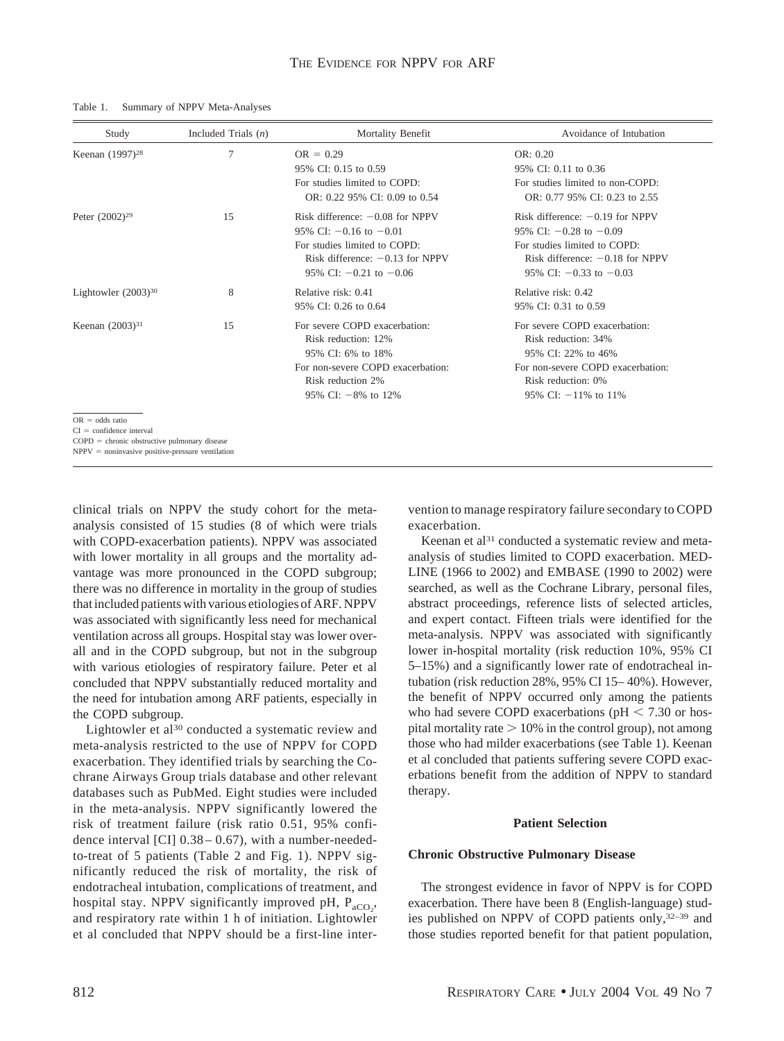Table 1. Summary of NPPV Meta-Analyses

| Study | Included Trials (*n*) | Mortality Benefit | Avoidance of Intubation |
|---|---|---|---|
| Keenan (1997)[28] | 7 | OR = 0.29<br>95% CI: 0.15 to 0.59<br>For studies limited to COPD:<br>OR: 0.22 95% CI: 0.09 to 0.54 | OR: 0.20<br>95% CI: 0.11 to 0.36<br>For studies limited to non-COPD:<br>OR: 0.77 95% CI: 0.23 to 2.55 |
| Peter (2002)[29] | 15 | Risk difference: −0.08 for NPPV<br>95% CI: −0.16 to −0.01<br>For studies limited to COPD:<br>Risk difference: −0.13 for NPPV<br>95% CI: −0.21 to −0.06 | Risk difference: −0.19 for NPPV<br>95% CI: −0.28 to −0.09<br>For studies limited to COPD:<br>Risk difference: −0.18 for NPPV<br>95% CI: −0.33 to −0.03 |
| Lightowler (2003)[30] | 8 | Relative risk: 0.41<br>95% CI: 0.26 to 0.64 | Relative risk: 0.42<br>95% CI: 0.31 to 0.59 |
| Keenan (2003)[31] | 15 | For severe COPD exacerbation:<br>Risk reduction: 12%<br>95% CI: 6% to 18%<br>For non-severe COPD exacerbation:<br>Risk reduction 2%<br>95% CI: −8% to 12% | For severe COPD exacerbation:<br>Risk reduction: 34%<br>95% CI: 22% to 46%<br>For non-severe COPD exacerbation:<br>Risk reduction: 0%<br>95% CI: −11% to 11% |

OR = odds ratio
CI = confidence interval
COPD = chronic obstructive pulmonary disease
NPPV = noninvasive positive-pressure ventilation

clinical trials on NPPV the study cohort for the meta-analysis consisted of 15 studies (8 of which were trials with COPD-exacerbation patients). NPPV was associated with lower mortality in all groups and the mortality advantage was more pronounced in the COPD subgroup; there was no difference in mortality in the group of studies that included patients with various etiologies of ARF. NPPV was associated with significantly less need for mechanical ventilation across all groups. Hospital stay was lower overall and in the COPD subgroup, but not in the subgroup with various etiologies of respiratory failure. Peter et al concluded that NPPV substantially reduced mortality and the need for intubation among ARF patients, especially in the COPD subgroup.

Lightowler et al[30] conducted a systematic review and meta-analysis restricted to the use of NPPV for COPD exacerbation. They identified trials by searching the Cochrane Airways Group trials database and other relevant databases such as PubMed. Eight studies were included in the meta-analysis. NPPV significantly lowered the risk of treatment failure (risk ratio 0.51, 95% confidence interval [CI] 0.38–0.67), with a number-needed-to-treat of 5 patients (Table 2 and Fig. 1). NPPV significantly reduced the risk of mortality, the risk of endotracheal intubation, complications of treatment, and hospital stay. NPPV significantly improved pH, $P_{aCO_2}$, and respiratory rate within 1 h of initiation. Lightowler et al concluded that NPPV should be a first-line intervention to manage respiratory failure secondary to COPD exacerbation.

Keenan et al[31] conducted a systematic review and meta-analysis of studies limited to COPD exacerbation. MEDLINE (1966 to 2002) and EMBASE (1990 to 2002) were searched, as well as the Cochrane Library, personal files, abstract proceedings, reference lists of selected articles, and expert contact. Fifteen trials were identified for the meta-analysis. NPPV was associated with significantly lower in-hospital mortality (risk reduction 10%, 95% CI 5–15%) and a significantly lower rate of endotracheal intubation (risk reduction 28%, 95% CI 15–40%). However, the benefit of NPPV occurred only among the patients who had severe COPD exacerbations (pH < 7.30 or hospital mortality rate > 10% in the control group), not among those who had milder exacerbations (see Table 1). Keenan et al concluded that patients suffering severe COPD exacerbations benefit from the addition of NPPV to standard therapy.

## Patient Selection

### Chronic Obstructive Pulmonary Disease

The strongest evidence in favor of NPPV is for COPD exacerbation. There have been 8 (English-language) studies published on NPPV of COPD patients only,[32–39] and those studies reported benefit for that patient population,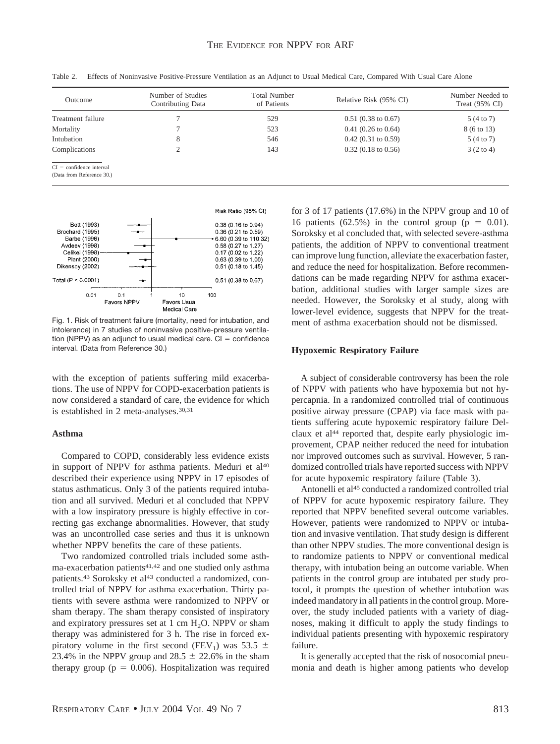Table 2. Effects of Noninvasive Positive-Pressure Ventilation as an Adjunct to Usual Medical Care, Compared With Usual Care Alone

| Outcome | Number of Studies Contributing Data | Total Number of Patients | Relative Risk (95% CI) | Number Needed to Treat (95% CI) |
|---|---|---|---|---|
| Treatment failure | 7 | 529 | 0.51 (0.38 to 0.67) | 5 (4 to 7) |
| Mortality | 7 | 523 | 0.41 (0.26 to 0.64) | 8 (6 to 13) |
| Intubation | 8 | 546 | 0.42 (0.31 to 0.59) | 5 (4 to 7) |
| Complications | 2 | 143 | 0.32 (0.18 to 0.56) | 3 (2 to 4) |

CI = confidence interval
(Data from Reference 30.)

| Study | Risk Ratio (95% CI) |
|---|---|
| Bott (1993) | 0.38 (0.16 to 0.94) |
| Brochard (1995) | 0.36 (0.21 to 0.59) |
| Barbe (1996) | 6.60 (0.39 to 110.32) |
| Avdeev (1998) | 0.58 (0.27 to 1.27) |
| Celikel (1998) | 0.17 (0.02 to 1.22) |
| Plant (2000) | 0.63 (0.39 to 1.00) |
| Dikensoy (2002) | 0.51 (0.18 to 1.45) |
| Total (P < 0.0001) | 0.51 (0.38 to 0.67) |

Fig. 1. Risk of treatment failure (mortality, need for intubation, and intolerance) in 7 studies of noninvasive positive-pressure ventilation (NPPV) as an adjunct to usual medical care. CI = confidence interval. (Data from Reference 30.)

with the exception of patients suffering mild exacerbations. The use of NPPV for COPD-exacerbation patients is now considered a standard of care, the evidence for which is established in 2 meta-analyses.[30,31]

### Asthma

Compared to COPD, considerably less evidence exists in support of NPPV for asthma patients. Meduri et al[40] described their experience using NPPV in 17 episodes of status asthmaticus. Only 3 of the patients required intubation and all survived. Meduri et al concluded that NPPV with a low inspiratory pressure is highly effective in correcting gas exchange abnormalities. However, that study was an uncontrolled case series and thus it is unknown whether NPPV benefits the care of these patients.

Two randomized controlled trials included some asthma-exacerbation patients[41,42] and one studied only asthma patients.[43] Soroksky et al[43] conducted a randomized, controlled trial of NPPV for asthma exacerbation. Thirty patients with severe asthma were randomized to NPPV or sham therapy. The sham therapy consisted of inspiratory and expiratory pressures set at 1 cm $H_2O$. NPPV or sham therapy was administered for 3 h. The rise in forced expiratory volume in the first second ($FEV_1$) was 53.5 ± 23.4% in the NPPV group and 28.5 ± 22.6% in the sham therapy group ($p = 0.006$). Hospitalization was required for 3 of 17 patients (17.6%) in the NPPV group and 10 of 16 patients (62.5%) in the control group ($p = 0.01$). Soroksky et al concluded that, with selected severe-asthma patients, the addition of NPPV to conventional treatment can improve lung function, alleviate the exacerbation faster, and reduce the need for hospitalization. Before recommendations can be made regarding NPPV for asthma exacerbation, additional studies with larger sample sizes are needed. However, the Soroksky et al study, along with lower-level evidence, suggests that NPPV for the treatment of asthma exacerbation should not be dismissed.

### Hypoxemic Respiratory Failure

A subject of considerable controversy has been the role of NPPV with patients who have hypoxemia but not hypercapnia. In a randomized controlled trial of continuous positive airway pressure (CPAP) via face mask with patients suffering acute hypoxemic respiratory failure Delclaux et al[44] reported that, despite early physiologic improvement, CPAP neither reduced the need for intubation nor improved outcomes such as survival. However, 5 randomized controlled trials have reported success with NPPV for acute hypoxemic respiratory failure (Table 3).

Antonelli et al[45] conducted a randomized controlled trial of NPPV for acute hypoxemic respiratory failure. They reported that NPPV benefited several outcome variables. However, patients were randomized to NPPV or intubation and invasive ventilation. That study design is different than other NPPV studies. The more conventional design is to randomize patients to NPPV or conventional medical therapy, with intubation being an outcome variable. When patients in the control group are intubated per study protocol, it prompts the question of whether intubation was indeed mandatory in all patients in the control group. Moreover, the study included patients with a variety of diagnoses, making it difficult to apply the study findings to individual patients presenting with hypoxemic respiratory failure.

It is generally accepted that the risk of nosocomial pneumonia and death is higher among patients who develop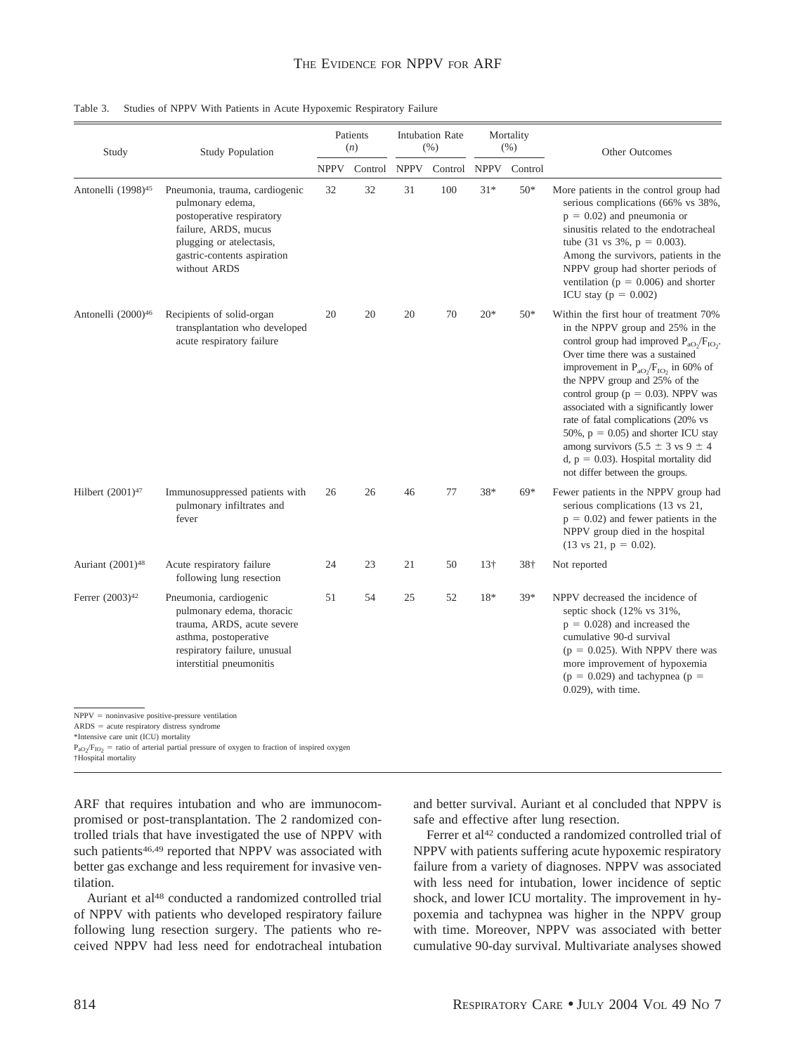Table 3. Studies of NPPV With Patients in Acute Hypoxemic Respiratory Failure

| Study | Study Population | Patients (n) | | Intubation Rate (%) | | Mortality (%) | | Other Outcomes |
|---|---|---|---|---|---|---|---|---|
| | | NPPV | Control | NPPV | Control | NPPV | Control | |
| Antonelli (1998)[45] | Pneumonia, trauma, cardiogenic pulmonary edema, postoperative respiratory failure, ARDS, mucus plugging or atelectasis, gastric-contents aspiration without ARDS | 32 | 32 | 31 | 100 | 31* | 50* | More patients in the control group had serious complications (66% vs 38%, $p = 0.02$) and pneumonia or sinusitis related to the endotracheal tube (31 vs 3%, $p = 0.003$). Among the survivors, patients in the NPPV group had shorter periods of ventilation ($p = 0.006$) and shorter ICU stay ($p = 0.002$) |
| Antonelli (2000)[46] | Recipients of solid-organ transplantation who developed acute respiratory failure | 20 | 20 | 20 | 70 | 20* | 50* | Within the first hour of treatment 70% in the NPPV group and 25% in the control group had improved $P_{aO_2}/F_{IO_2}$. Over time there was a sustained improvement in $P_{aO_2}/F_{IO_2}$ in 60% of the NPPV group and 25% of the control group ($p = 0.03$). NPPV was associated with a significantly lower rate of fatal complications (20% vs 50%, $p = 0.05$) and shorter ICU stay among survivors (5.5 ± 3 vs 9 ± 4 d, $p = 0.03$). Hospital mortality did not differ between the groups. |
| Hilbert (2001)[47] | Immunosuppressed patients with pulmonary infiltrates and fever | 26 | 26 | 46 | 77 | 38* | 69* | Fewer patients in the NPPV group had serious complications (13 vs 21, $p = 0.02$) and fewer patients in the NPPV group died in the hospital (13 vs 21, $p = 0.02$). |
| Auriant (2001)[48] | Acute respiratory failure following lung resection | 24 | 23 | 21 | 50 | 13† | 38† | Not reported |
| Ferrer (2003)[42] | Pneumonia, cardiogenic pulmonary edema, thoracic trauma, ARDS, acute severe asthma, postoperative respiratory failure, unusual interstitial pneumonitis | 51 | 54 | 25 | 52 | 18* | 39* | NPPV decreased the incidence of septic shock (12% vs 31%, $p = 0.028$) and increased the cumulative 90-d survival ($p = 0.025$). With NPPV there was more improvement of hypoxemia ($p = 0.029$) and tachypnea ($p = 0.029$), with time. |

NPPV = noninvasive positive-pressure ventilation
ARDS = acute respiratory distress syndrome
*Intensive care unit (ICU) mortality
$P_{aO_2}/F_{IO_2}$ = ratio of arterial partial pressure of oxygen to fraction of inspired oxygen
†Hospital mortality

ARF that requires intubation and who are immunocompromised or post-transplantation. The 2 randomized controlled trials that have investigated the use of NPPV with such patients[46,49] reported that NPPV was associated with better gas exchange and less requirement for invasive ventilation.

Auriant et al[48] conducted a randomized controlled trial of NPPV with patients who developed respiratory failure following lung resection surgery. The patients who received NPPV had less need for endotracheal intubation and better survival. Auriant et al concluded that NPPV is safe and effective after lung resection.

Ferrer et al[42] conducted a randomized controlled trial of NPPV with patients suffering acute hypoxemic respiratory failure from a variety of diagnoses. NPPV was associated with less need for intubation, lower incidence of septic shock, and lower ICU mortality. The improvement in hypoxemia and tachypnea was higher in the NPPV group with time. Moreover, NPPV was associated with better cumulative 90-day survival. Multivariate analyses showed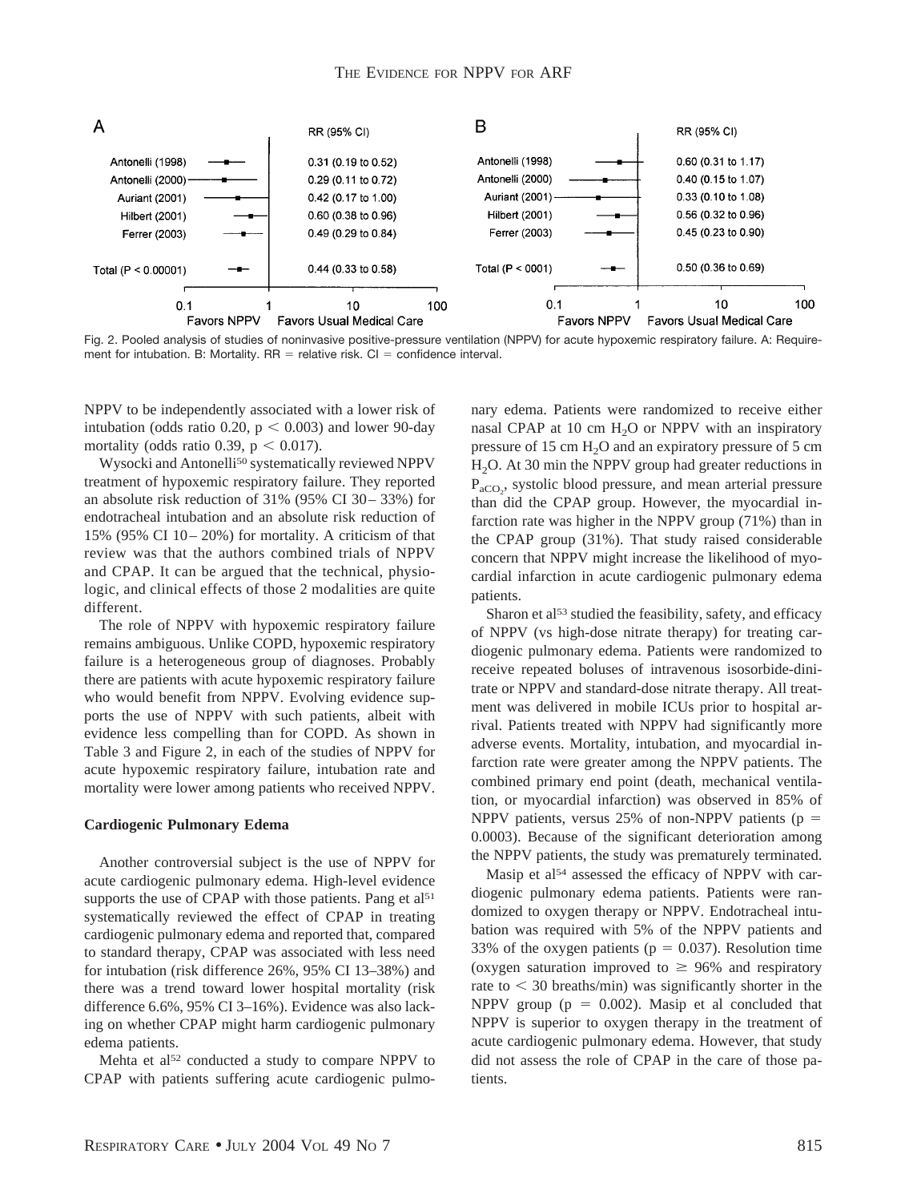**A**

| Study | RR (95% CI) |
|---|---|
| Antonelli (1998) | 0.31 (0.19 to 0.52) |
| Antonelli (2000) | 0.29 (0.11 to 0.72) |
| Auriant (2001) | 0.42 (0.17 to 1.00) |
| Hilbert (2001) | 0.60 (0.38 to 0.96) |
| Ferrer (2003) | 0.49 (0.29 to 0.84) |
| Total (P < 0.00001) | 0.44 (0.33 to 0.58) |

**B**

| Study | RR (95% CI) |
|---|---|
| Antonelli (1998) | 0.60 (0.31 to 1.17) |
| Antonelli (2000) | 0.40 (0.15 to 1.07) |
| Auriant (2001) | 0.33 (0.10 to 1.08) |
| Hilbert (2001) | 0.56 (0.32 to 0.96) |
| Ferrer (2003) | 0.45 (0.23 to 0.90) |
| Total (P < 0001) | 0.50 (0.36 to 0.69) |

Axis: 0.1, 1, 10, 100 — Favors NPPV / Favors Usual Medical Care

Fig. 2. Pooled analysis of studies of noninvasive positive-pressure ventilation (NPPV) for acute hypoxemic respiratory failure. A: Requirement for intubation. B: Mortality. RR = relative risk. CI = confidence interval.

NPPV to be independently associated with a lower risk of intubation (odds ratio 0.20, $p < 0.003$) and lower 90-day mortality (odds ratio 0.39, $p < 0.017$).

Wysocki and Antonelli[50] systematically reviewed NPPV treatment of hypoxemic respiratory failure. They reported an absolute risk reduction of 31% (95% CI 30–33%) for endotracheal intubation and an absolute risk reduction of 15% (95% CI 10–20%) for mortality. A criticism of that review was that the authors combined trials of NPPV and CPAP. It can be argued that the technical, physiologic, and clinical effects of those 2 modalities are quite different.

The role of NPPV with hypoxemic respiratory failure remains ambiguous. Unlike COPD, hypoxemic respiratory failure is a heterogeneous group of diagnoses. Probably there are patients with acute hypoxemic respiratory failure who would benefit from NPPV. Evolving evidence supports the use of NPPV with such patients, albeit with evidence less compelling than for COPD. As shown in Table 3 and Figure 2, in each of the studies of NPPV for acute hypoxemic respiratory failure, intubation rate and mortality were lower among patients who received NPPV.

### Cardiogenic Pulmonary Edema

Another controversial subject is the use of NPPV for acute cardiogenic pulmonary edema. High-level evidence supports the use of CPAP with those patients. Pang et al[51] systematically reviewed the effect of CPAP in treating cardiogenic pulmonary edema and reported that, compared to standard therapy, CPAP was associated with less need for intubation (risk difference 26%, 95% CI 13–38%) and there was a trend toward lower hospital mortality (risk difference 6.6%, 95% CI 3–16%). Evidence was also lacking on whether CPAP might harm cardiogenic pulmonary edema patients.

Mehta et al[52] conducted a study to compare NPPV to CPAP with patients suffering acute cardiogenic pulmonary edema. Patients were randomized to receive either nasal CPAP at 10 cm $H_2O$ or NPPV with an inspiratory pressure of 15 cm $H_2O$ and an expiratory pressure of 5 cm $H_2O$. At 30 min the NPPV group had greater reductions in $P_{aCO_2}$, systolic blood pressure, and mean arterial pressure than did the CPAP group. However, the myocardial infarction rate was higher in the NPPV group (71%) than in the CPAP group (31%). That study raised considerable concern that NPPV might increase the likelihood of myocardial infarction in acute cardiogenic pulmonary edema patients.

Sharon et al[53] studied the feasibility, safety, and efficacy of NPPV (vs high-dose nitrate therapy) for treating cardiogenic pulmonary edema. Patients were randomized to receive repeated boluses of intravenous isosorbide-dinitrate or NPPV and standard-dose nitrate therapy. All treatment was delivered in mobile ICUs prior to hospital arrival. Patients treated with NPPV had significantly more adverse events. Mortality, intubation, and myocardial infarction rate were greater among the NPPV patients. The combined primary end point (death, mechanical ventilation, or myocardial infarction) was observed in 85% of NPPV patients, versus 25% of non-NPPV patients ($p = 0.0003$). Because of the significant deterioration among the NPPV patients, the study was prematurely terminated.

Masip et al[54] assessed the efficacy of NPPV with cardiogenic pulmonary edema patients. Patients were randomized to oxygen therapy or NPPV. Endotracheal intubation was required with 5% of the NPPV patients and 33% of the oxygen patients ($p = 0.037$). Resolution time (oxygen saturation improved to $\geq$ 96% and respiratory rate to $<$ 30 breaths/min) was significantly shorter in the NPPV group ($p = 0.002$). Masip et al concluded that NPPV is superior to oxygen therapy in the treatment of acute cardiogenic pulmonary edema. However, that study did not assess the role of CPAP in the care of those patients.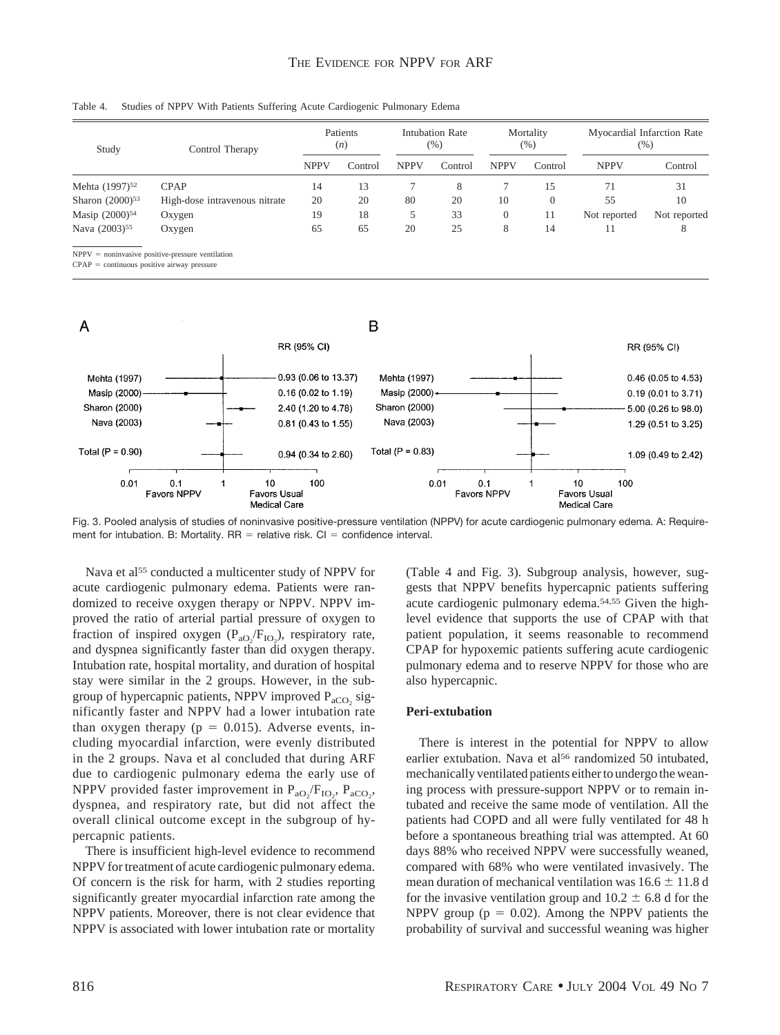Table 4. Studies of NPPV With Patients Suffering Acute Cardiogenic Pulmonary Edema

| Study | Control Therapy | Patients (n) | | Intubation Rate (%) | | Mortality (%) | | Myocardial Infarction Rate (%) | |
|---|---|---|---|---|---|---|---|---|---|
| | | NPPV | Control | NPPV | Control | NPPV | Control | NPPV | Control |
| Mehta (1997)[52] | CPAP | 14 | 13 | 7 | 8 | 7 | 15 | 71 | 31 |
| Sharon (2000)[53] | High-dose intravenous nitrate | 20 | 20 | 80 | 20 | 10 | 0 | 55 | 10 |
| Masip (2000)[54] | Oxygen | 19 | 18 | 5 | 33 | 0 | 11 | Not reported | Not reported |
| Nava (2003)[55] | Oxygen | 65 | 65 | 20 | 25 | 8 | 14 | 11 | 8 |

NPPV = noninvasive positive-pressure ventilation
CPAP = continuous positive airway pressure

Fig. 3. Pooled analysis of studies of noninvasive positive-pressure ventilation (NPPV) for acute cardiogenic pulmonary edema. A: Requirement for intubation. B: Mortality. RR = relative risk. CI = confidence interval.

Nava et al[55] conducted a multicenter study of NPPV for acute cardiogenic pulmonary edema. Patients were randomized to receive oxygen therapy or NPPV. NPPV improved the ratio of arterial partial pressure of oxygen to fraction of inspired oxygen ($P_{aO_2}/F_{IO_2}$), respiratory rate, and dyspnea significantly faster than did oxygen therapy. Intubation rate, hospital mortality, and duration of hospital stay were similar in the 2 groups. However, in the subgroup of hypercapnic patients, NPPV improved $P_{aCO_2}$ significantly faster and NPPV had a lower intubation rate than oxygen therapy ($p = 0.015$). Adverse events, including myocardial infarction, were evenly distributed in the 2 groups. Nava et al concluded that during ARF due to cardiogenic pulmonary edema the early use of NPPV provided faster improvement in $P_{aO_2}/F_{IO_2}$, $P_{aCO_2}$, dyspnea, and respiratory rate, but did not affect the overall clinical outcome except in the subgroup of hypercapnic patients.

There is insufficient high-level evidence to recommend NPPV for treatment of acute cardiogenic pulmonary edema. Of concern is the risk for harm, with 2 studies reporting significantly greater myocardial infarction rate among the NPPV patients. Moreover, there is not clear evidence that NPPV is associated with lower intubation rate or mortality (Table 4 and Fig. 3). Subgroup analysis, however, suggests that NPPV benefits hypercapnic patients suffering acute cardiogenic pulmonary edema.[54,55] Given the high-level evidence that supports the use of CPAP with that patient population, it seems reasonable to recommend CPAP for hypoxemic patients suffering acute cardiogenic pulmonary edema and to reserve NPPV for those who are also hypercapnic.

### Peri-extubation

There is interest in the potential for NPPV to allow earlier extubation. Nava et al[56] randomized 50 intubated, mechanically ventilated patients either to undergo the weaning process with pressure-support NPPV or to remain intubated and receive the same mode of ventilation. All the patients had COPD and all were fully ventilated for 48 h before a spontaneous breathing trial was attempted. At 60 days 88% who received NPPV were successfully weaned, compared with 68% who were ventilated invasively. The mean duration of mechanical ventilation was $16.6 \pm 11.8$ d for the invasive ventilation group and $10.2 \pm 6.8$ d for the NPPV group ($p = 0.02$). Among the NPPV patients the probability of survival and successful weaning was higher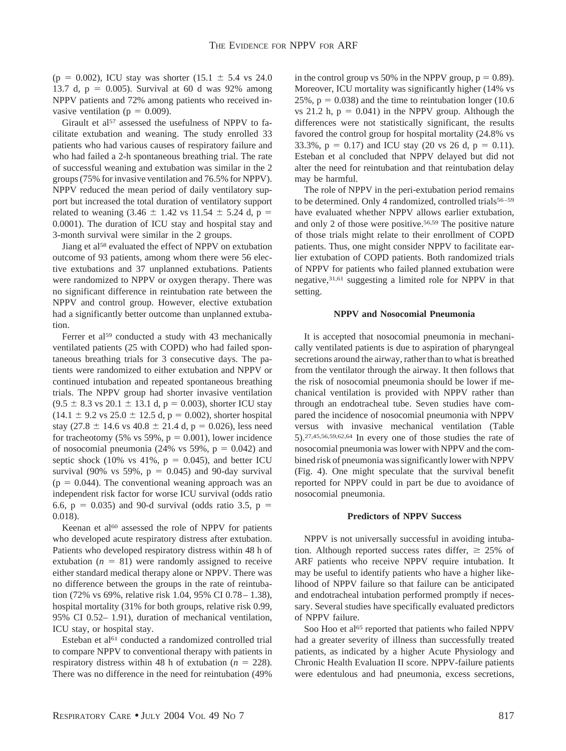(p = 0.002), ICU stay was shorter (15.1 ± 5.4 vs 24.0 13.7 d, p = 0.005). Survival at 60 d was 92% among NPPV patients and 72% among patients who received invasive ventilation (p = 0.009).

Girault et al[57] assessed the usefulness of NPPV to facilitate extubation and weaning. The study enrolled 33 patients who had various causes of respiratory failure and who had failed a 2-h spontaneous breathing trial. The rate of successful weaning and extubation was similar in the 2 groups (75% for invasive ventilation and 76.5% for NPPV). NPPV reduced the mean period of daily ventilatory support but increased the total duration of ventilatory support related to weaning (3.46 ± 1.42 vs 11.54 ± 5.24 d, p = 0.0001). The duration of ICU stay and hospital stay and 3-month survival were similar in the 2 groups.

Jiang et al[58] evaluated the effect of NPPV on extubation outcome of 93 patients, among whom there were 56 elective extubations and 37 unplanned extubations. Patients were randomized to NPPV or oxygen therapy. There was no significant difference in reintubation rate between the NPPV and control group. However, elective extubation had a significantly better outcome than unplanned extubation.

Ferrer et al[59] conducted a study with 43 mechanically ventilated patients (25 with COPD) who had failed spontaneous breathing trials for 3 consecutive days. The patients were randomized to either extubation and NPPV or continued intubation and repeated spontaneous breathing trials. The NPPV group had shorter invasive ventilation (9.5 ± 8.3 vs 20.1 ± 13.1 d, p = 0.003), shorter ICU stay (14.1 ± 9.2 vs 25.0 ± 12.5 d, p = 0.002), shorter hospital stay (27.8 ± 14.6 vs 40.8 ± 21.4 d, p = 0.026), less need for tracheotomy (5% vs 59%, p = 0.001), lower incidence of nosocomial pneumonia (24% vs 59%, p = 0.042) and septic shock (10% vs 41%, p = 0.045), and better ICU survival (90% vs 59%, p = 0.045) and 90-day survival (p = 0.044). The conventional weaning approach was an independent risk factor for worse ICU survival (odds ratio 6.6, p = 0.035) and 90-d survival (odds ratio 3.5, p = 0.018).

Keenan et al[60] assessed the role of NPPV for patients who developed acute respiratory distress after extubation. Patients who developed respiratory distress within 48 h of extubation ($n$ = 81) were randomly assigned to receive either standard medical therapy alone or NPPV. There was no difference between the groups in the rate of reintubation (72% vs 69%, relative risk 1.04, 95% CI 0.78– 1.38), hospital mortality (31% for both groups, relative risk 0.99, 95% CI 0.52– 1.91), duration of mechanical ventilation, ICU stay, or hospital stay.

Esteban et al[61] conducted a randomized controlled trial to compare NPPV to conventional therapy with patients in respiratory distress within 48 h of extubation ($n$ = 228). There was no difference in the need for reintubation (49% in the control group vs 50% in the NPPV group, p = 0.89). Moreover, ICU mortality was significantly higher (14% vs 25%, p = 0.038) and the time to reintubation longer (10.6 vs 21.2 h, p = 0.041) in the NPPV group. Although the differences were not statistically significant, the results favored the control group for hospital mortality (24.8% vs 33.3%, p = 0.17) and ICU stay (20 vs 26 d, p = 0.11). Esteban et al concluded that NPPV delayed but did not alter the need for reintubation and that reintubation delay may be harmful.

The role of NPPV in the peri-extubation period remains to be determined. Only 4 randomized, controlled trials[56–59] have evaluated whether NPPV allows earlier extubation, and only 2 of those were positive.[56,59] The positive nature of those trials might relate to their enrollment of COPD patients. Thus, one might consider NPPV to facilitate earlier extubation of COPD patients. Both randomized trials of NPPV for patients who failed planned extubation were negative,[31,61] suggesting a limited role for NPPV in that setting.

### NPPV and Nosocomial Pneumonia

It is accepted that nosocomial pneumonia in mechanically ventilated patients is due to aspiration of pharyngeal secretions around the airway, rather than to what is breathed from the ventilator through the airway. It then follows that the risk of nosocomial pneumonia should be lower if mechanical ventilation is provided with NPPV rather than through an endotracheal tube. Seven studies have compared the incidence of nosocomial pneumonia with NPPV versus with invasive mechanical ventilation (Table 5).[27,45,56,59,62,64] In every one of those studies the rate of nosocomial pneumonia was lower with NPPV and the combined risk of pneumonia was significantly lower with NPPV (Fig. 4). One might speculate that the survival benefit reported for NPPV could in part be due to avoidance of nosocomial pneumonia.

### Predictors of NPPV Success

NPPV is not universally successful in avoiding intubation. Although reported success rates differ, ≥ 25% of ARF patients who receive NPPV require intubation. It may be useful to identify patients who have a higher likelihood of NPPV failure so that failure can be anticipated and endotracheal intubation performed promptly if necessary. Several studies have specifically evaluated predictors of NPPV failure.

Soo Hoo et al[65] reported that patients who failed NPPV had a greater severity of illness than successfully treated patients, as indicated by a higher Acute Physiology and Chronic Health Evaluation II score. NPPV-failure patients were edentulous and had pneumonia, excess secretions,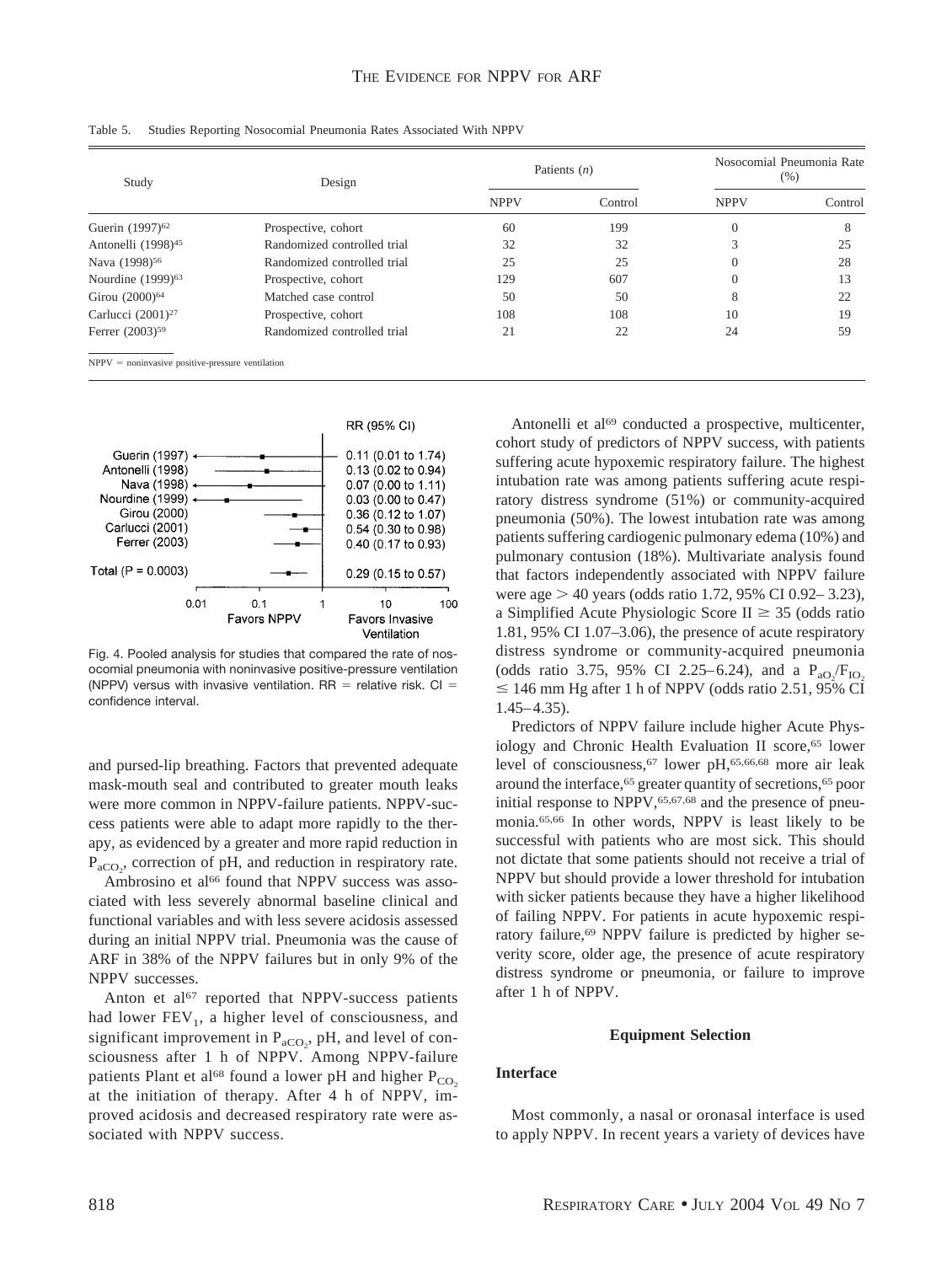Table 5. Studies Reporting Nosocomial Pneumonia Rates Associated With NPPV

| Study | Design | Patients (n) | | Nosocomial Pneumonia Rate (%) | |
|---|---|---|---|---|---|
| | | NPPV | Control | NPPV | Control |
| Guerin (1997)[62] | Prospective, cohort | 60 | 199 | 0 | 8 |
| Antonelli (1998)[45] | Randomized controlled trial | 32 | 32 | 3 | 25 |
| Nava (1998)[56] | Randomized controlled trial | 25 | 25 | 0 | 28 |
| Nourdine (1999)[63] | Prospective, cohort | 129 | 607 | 0 | 13 |
| Girou (2000)[64] | Matched case control | 50 | 50 | 8 | 22 |
| Carlucci (2001)[27] | Prospective, cohort | 108 | 108 | 10 | 19 |
| Ferrer (2003)[59] | Randomized controlled trial | 21 | 22 | 24 | 59 |

NPPV = noninvasive positive-pressure ventilation

| Study | RR (95% CI) |
|---|---|
| Guerin (1997) | 0.11 (0.01 to 1.74) |
| Antonelli (1998) | 0.13 (0.02 to 0.94) |
| Nava (1998) | 0.07 (0.00 to 1.11) |
| Nourdine (1999) | 0.03 (0.00 to 0.47) |
| Girou (2000) | 0.36 (0.12 to 1.07) |
| Carlucci (2001) | 0.54 (0.30 to 0.98) |
| Ferrer (2003) | 0.40 (0.17 to 0.93) |
| Total (P = 0.0003) | 0.29 (0.15 to 0.57) |

Favors NPPV / Favors Invasive Ventilation

Fig. 4. Pooled analysis for studies that compared the rate of nosocomial pneumonia with noninvasive positive-pressure ventilation (NPPV) versus with invasive ventilation. RR = relative risk. CI = confidence interval.

and pursed-lip breathing. Factors that prevented adequate mask-mouth seal and contributed to greater mouth leaks were more common in NPPV-failure patients. NPPV-success patients were able to adapt more rapidly to the therapy, as evidenced by a greater and more rapid reduction in $P_{aCO_2}$, correction of pH, and reduction in respiratory rate.

Ambrosino et al[66] found that NPPV success was associated with less severely abnormal baseline clinical and functional variables and with less severe acidosis assessed during an initial NPPV trial. Pneumonia was the cause of ARF in 38% of the NPPV failures but in only 9% of the NPPV successes.

Anton et al[67] reported that NPPV-success patients had lower $FEV_1$, a higher level of consciousness, and significant improvement in $P_{aCO_2}$, pH, and level of consciousness after 1 h of NPPV. Among NPPV-failure patients Plant et al[68] found a lower pH and higher $P_{CO_2}$ at the initiation of therapy. After 4 h of NPPV, improved acidosis and decreased respiratory rate were associated with NPPV success.

Antonelli et al[69] conducted a prospective, multicenter, cohort study of predictors of NPPV success, with patients suffering acute hypoxemic respiratory failure. The highest intubation rate was among patients suffering acute respiratory distress syndrome (51%) or community-acquired pneumonia (50%). The lowest intubation rate was among patients suffering cardiogenic pulmonary edema (10%) and pulmonary contusion (18%). Multivariate analysis found that factors independently associated with NPPV failure were age > 40 years (odds ratio 1.72, 95% CI 0.92– 3.23), a Simplified Acute Physiologic Score II ≥ 35 (odds ratio 1.81, 95% CI 1.07–3.06), the presence of acute respiratory distress syndrome or community-acquired pneumonia (odds ratio 3.75, 95% CI 2.25–6.24), and a $P_{aO_2}/F_{IO_2}$ ≤ 146 mm Hg after 1 h of NPPV (odds ratio 2.51, 95% CI 1.45–4.35).

Predictors of NPPV failure include higher Acute Physiology and Chronic Health Evaluation II score,[65] lower level of consciousness,[67] lower pH,[65,66,68] more air leak around the interface,[65] greater quantity of secretions,[65] poor initial response to NPPV,[65,67,68] and the presence of pneumonia.[65,66] In other words, NPPV is least likely to be successful with patients who are most sick. This should not dictate that some patients should not receive a trial of NPPV but should provide a lower threshold for intubation with sicker patients because they have a higher likelihood of failing NPPV. For patients in acute hypoxemic respiratory failure,[69] NPPV failure is predicted by higher severity score, older age, the presence of acute respiratory distress syndrome or pneumonia, or failure to improve after 1 h of NPPV.

## Equipment Selection

### Interface

Most commonly, a nasal or oronasal interface is used to apply NPPV. In recent years a variety of devices have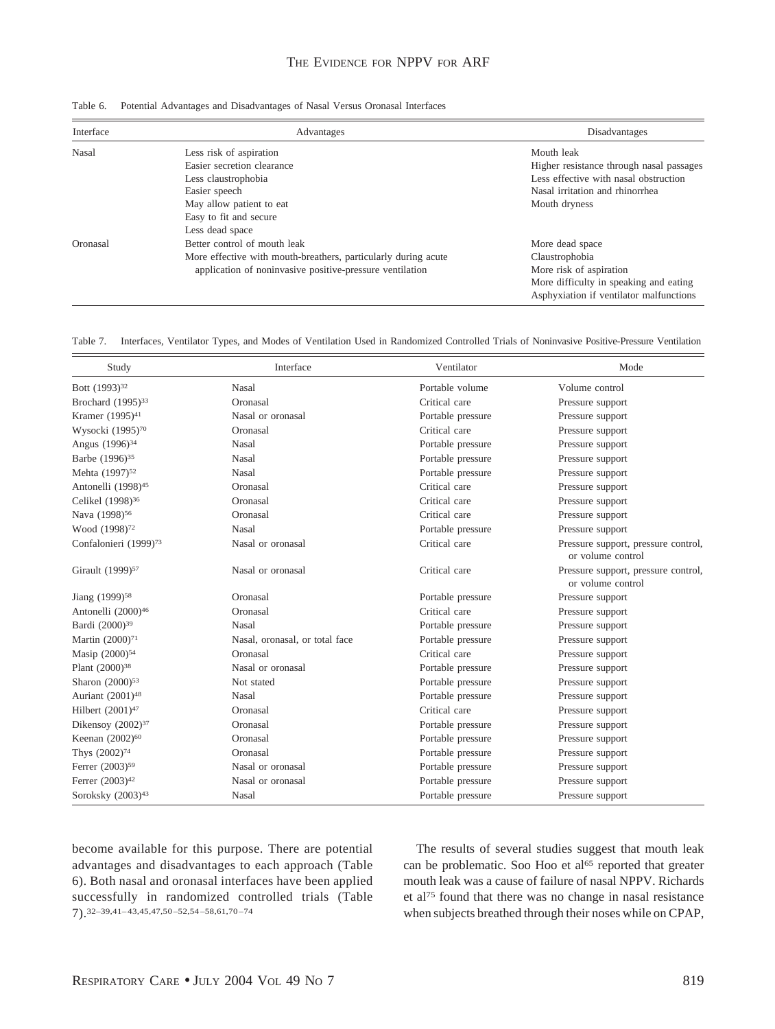Table 6. Potential Advantages and Disadvantages of Nasal Versus Oronasal Interfaces

| Interface | Advantages | Disadvantages |
|---|---|---|
| Nasal | Less risk of aspiration | Mouth leak |
| | Easier secretion clearance | Higher resistance through nasal passages |
| | Less claustrophobia | Less effective with nasal obstruction |
| | Easier speech | Nasal irritation and rhinorrhea |
| | May allow patient to eat | Mouth dryness |
| | Easy to fit and secure | |
| | Less dead space | |
| Oronasal | Better control of mouth leak | More dead space |
| | More effective with mouth-breathers, particularly during acute application of noninvasive positive-pressure ventilation | Claustrophobia |
| | | More risk of aspiration |
| | | More difficulty in speaking and eating |
| | | Asphyxiation if ventilator malfunctions |

Table 7. Interfaces, Ventilator Types, and Modes of Ventilation Used in Randomized Controlled Trials of Noninvasive Positive-Pressure Ventilation

| Study | Interface | Ventilator | Mode |
|---|---|---|---|
| Bott (1993)[32] | Nasal | Portable volume | Volume control |
| Brochard (1995)[33] | Oronasal | Critical care | Pressure support |
| Kramer (1995)[41] | Nasal or oronasal | Portable pressure | Pressure support |
| Wysocki (1995)[70] | Oronasal | Critical care | Pressure support |
| Angus (1996)[34] | Nasal | Portable pressure | Pressure support |
| Barbe (1996)[35] | Nasal | Portable pressure | Pressure support |
| Mehta (1997)[52] | Nasal | Portable pressure | Pressure support |
| Antonelli (1998)[45] | Oronasal | Critical care | Pressure support |
| Celikel (1998)[36] | Oronasal | Critical care | Pressure support |
| Nava (1998)[56] | Oronasal | Critical care | Pressure support |
| Wood (1998)[72] | Nasal | Portable pressure | Pressure support |
| Confalonieri (1999)[73] | Nasal or oronasal | Critical care | Pressure support, pressure control, or volume control |
| Girault (1999)[57] | Nasal or oronasal | Critical care | Pressure support, pressure control, or volume control |
| Jiang (1999)[58] | Oronasal | Portable pressure | Pressure support |
| Antonelli (2000)[46] | Oronasal | Critical care | Pressure support |
| Bardi (2000)[39] | Nasal | Portable pressure | Pressure support |
| Martin (2000)[71] | Nasal, oronasal, or total face | Portable pressure | Pressure support |
| Masip (2000)[54] | Oronasal | Critical care | Pressure support |
| Plant (2000)[38] | Nasal or oronasal | Portable pressure | Pressure support |
| Sharon (2000)[53] | Not stated | Portable pressure | Pressure support |
| Auriant (2001)[48] | Nasal | Portable pressure | Pressure support |
| Hilbert (2001)[47] | Oronasal | Critical care | Pressure support |
| Dikensoy (2002)[37] | Oronasal | Portable pressure | Pressure support |
| Keenan (2002)[60] | Oronasal | Portable pressure | Pressure support |
| Thys (2002)[74] | Oronasal | Portable pressure | Pressure support |
| Ferrer (2003)[59] | Nasal or oronasal | Portable pressure | Pressure support |
| Ferrer (2003)[42] | Nasal or oronasal | Portable pressure | Pressure support |
| Soroksky (2003)[43] | Nasal | Portable pressure | Pressure support |

become available for this purpose. There are potential advantages and disadvantages to each approach (Table 6). Both nasal and oronasal interfaces have been applied successfully in randomized controlled trials (Table 7).[32–39,41–43,45,47,50–52,54–58,61,70–74]

The results of several studies suggest that mouth leak can be problematic. Soo Hoo et al[65] reported that greater mouth leak was a cause of failure of nasal NPPV. Richards et al[75] found that there was no change in nasal resistance when subjects breathed through their noses while on CPAP,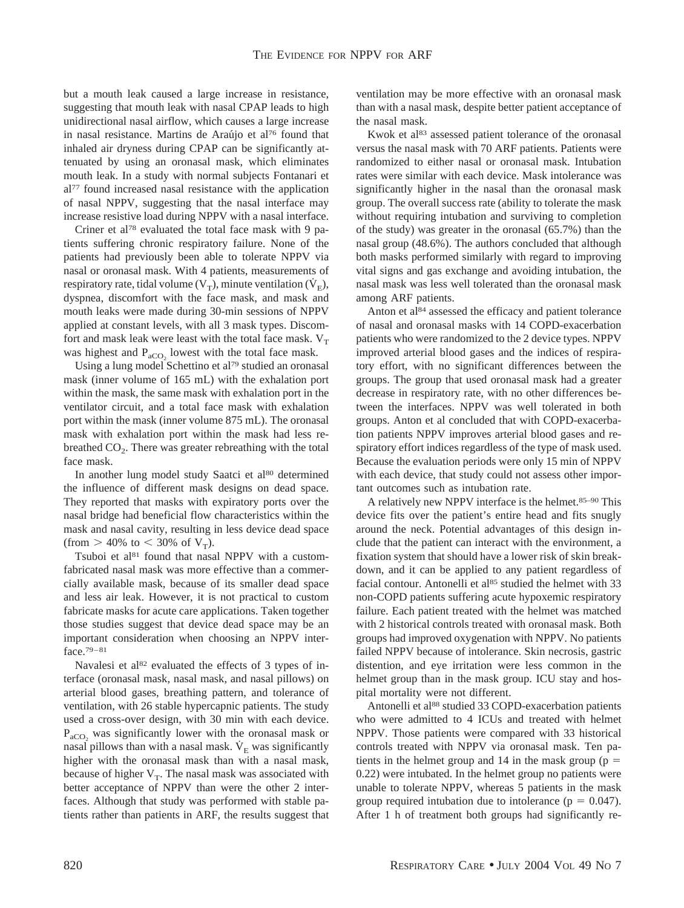but a mouth leak caused a large increase in resistance, suggesting that mouth leak with nasal CPAP leads to high unidirectional nasal airflow, which causes a large increase in nasal resistance. Martins de Araújo et al[76] found that inhaled air dryness during CPAP can be significantly attenuated by using an oronasal mask, which eliminates mouth leak. In a study with normal subjects Fontanari et al[77] found increased nasal resistance with the application of nasal NPPV, suggesting that the nasal interface may increase resistive load during NPPV with a nasal interface.

Criner et al[78] evaluated the total face mask with 9 patients suffering chronic respiratory failure. None of the patients had previously been able to tolerate NPPV via nasal or oronasal mask. With 4 patients, measurements of respiratory rate, tidal volume ($V_T$), minute ventilation ($\dot{V}_E$), dyspnea, discomfort with the face mask, and mask and mouth leaks were made during 30-min sessions of NPPV applied at constant levels, with all 3 mask types. Discomfort and mask leak were least with the total face mask. $V_T$ was highest and $P_{aCO_2}$ lowest with the total face mask.

Using a lung model Schettino et al[79] studied an oronasal mask (inner volume of 165 mL) with the exhalation port within the mask, the same mask with exhalation port in the ventilator circuit, and a total face mask with exhalation port within the mask (inner volume 875 mL). The oronasal mask with exhalation port within the mask had less rebreathed $CO_2$. There was greater rebreathing with the total face mask.

In another lung model study Saatci et al[80] determined the influence of different mask designs on dead space. They reported that masks with expiratory ports over the nasal bridge had beneficial flow characteristics within the mask and nasal cavity, resulting in less device dead space (from $> 40\%$ to $< 30\%$ of $V_T$).

Tsuboi et al[81] found that nasal NPPV with a custom-fabricated nasal mask was more effective than a commercially available mask, because of its smaller dead space and less air leak. However, it is not practical to custom fabricate masks for acute care applications. Taken together those studies suggest that device dead space may be an important consideration when choosing an NPPV interface.[79–81]

Navalesi et al[82] evaluated the effects of 3 types of interface (oronasal mask, nasal mask, and nasal pillows) on arterial blood gases, breathing pattern, and tolerance of ventilation, with 26 stable hypercapnic patients. The study used a cross-over design, with 30 min with each device. $P_{aCO_2}$ was significantly lower with the oronasal mask or nasal pillows than with a nasal mask. $\dot{V}_E$ was significantly higher with the oronasal mask than with a nasal mask, because of higher $V_T$. The nasal mask was associated with better acceptance of NPPV than were the other 2 interfaces. Although that study was performed with stable patients rather than patients in ARF, the results suggest that ventilation may be more effective with an oronasal mask than with a nasal mask, despite better patient acceptance of the nasal mask.

Kwok et al[83] assessed patient tolerance of the oronasal versus the nasal mask with 70 ARF patients. Patients were randomized to either nasal or oronasal mask. Intubation rates were similar with each device. Mask intolerance was significantly higher in the nasal than the oronasal mask group. The overall success rate (ability to tolerate the mask without requiring intubation and surviving to completion of the study) was greater in the oronasal (65.7%) than the nasal group (48.6%). The authors concluded that although both masks performed similarly with regard to improving vital signs and gas exchange and avoiding intubation, the nasal mask was less well tolerated than the oronasal mask among ARF patients.

Anton et al[84] assessed the efficacy and patient tolerance of nasal and oronasal masks with 14 COPD-exacerbation patients who were randomized to the 2 device types. NPPV improved arterial blood gases and the indices of respiratory effort, with no significant differences between the groups. The group that used oronasal mask had a greater decrease in respiratory rate, with no other differences between the interfaces. NPPV was well tolerated in both groups. Anton et al concluded that with COPD-exacerbation patients NPPV improves arterial blood gases and respiratory effort indices regardless of the type of mask used. Because the evaluation periods were only 15 min of NPPV with each device, that study could not assess other important outcomes such as intubation rate.

A relatively new NPPV interface is the helmet.[85–90] This device fits over the patient's entire head and fits snugly around the neck. Potential advantages of this design include that the patient can interact with the environment, a fixation system that should have a lower risk of skin breakdown, and it can be applied to any patient regardless of facial contour. Antonelli et al[85] studied the helmet with 33 non-COPD patients suffering acute hypoxemic respiratory failure. Each patient treated with the helmet was matched with 2 historical controls treated with oronasal mask. Both groups had improved oxygenation with NPPV. No patients failed NPPV because of intolerance. Skin necrosis, gastric distention, and eye irritation were less common in the helmet group than in the mask group. ICU stay and hospital mortality were not different.

Antonelli et al[88] studied 33 COPD-exacerbation patients who were admitted to 4 ICUs and treated with helmet NPPV. Those patients were compared with 33 historical controls treated with NPPV via oronasal mask. Ten patients in the helmet group and 14 in the mask group ($p = 0.22$) were intubated. In the helmet group no patients were unable to tolerate NPPV, whereas 5 patients in the mask group required intubation due to intolerance ($p = 0.047$). After 1 h of treatment both groups had significantly re-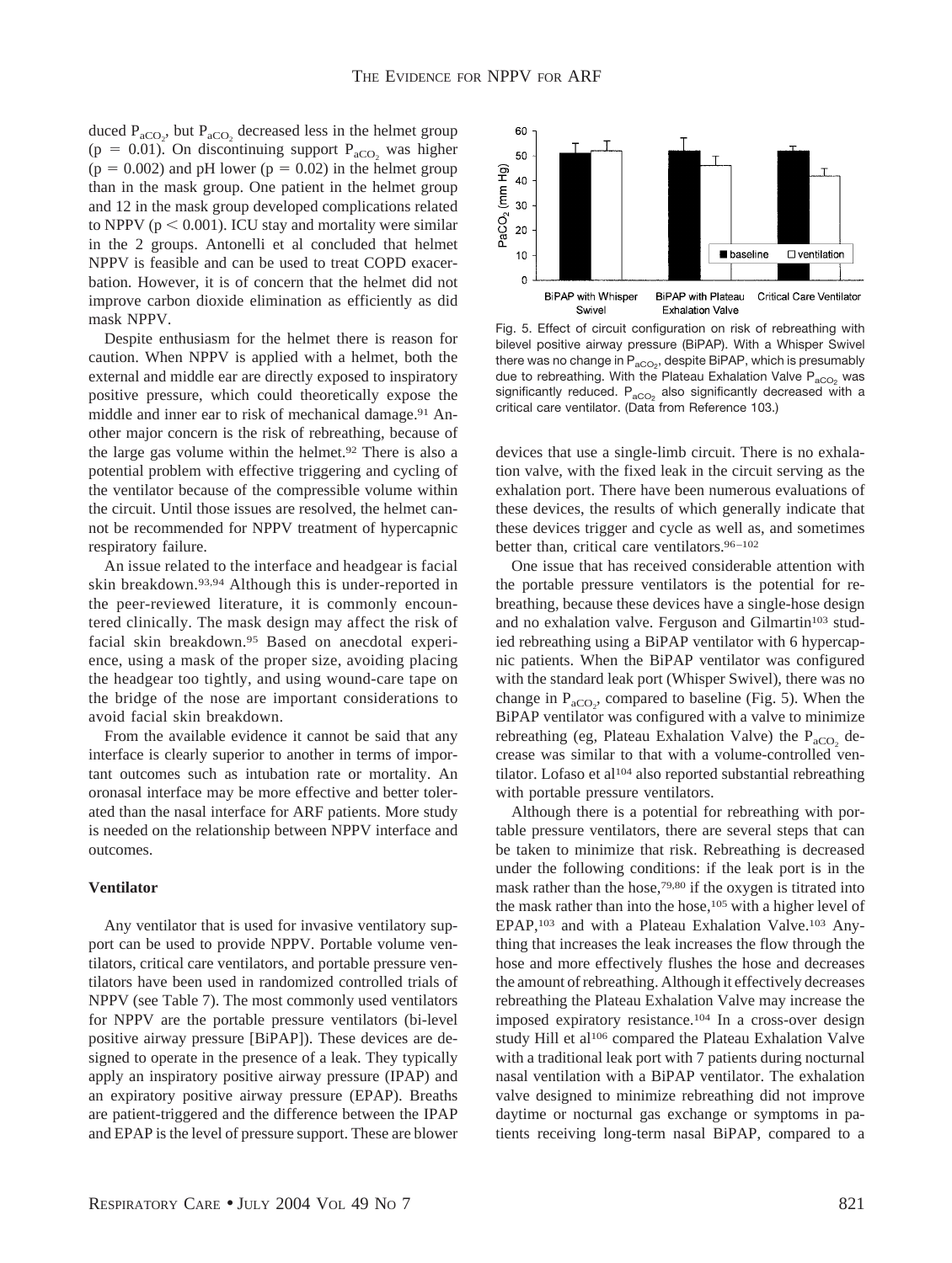duced $P_{aCO_2}$, but $P_{aCO_2}$ decreased less in the helmet group ($p = 0.01$). On discontinuing support $P_{aCO_2}$ was higher ($p = 0.002$) and pH lower ($p = 0.02$) in the helmet group than in the mask group. One patient in the helmet group and 12 in the mask group developed complications related to NPPV ($p < 0.001$). ICU stay and mortality were similar in the 2 groups. Antonelli et al concluded that helmet NPPV is feasible and can be used to treat COPD exacerbation. However, it is of concern that the helmet did not improve carbon dioxide elimination as efficiently as did mask NPPV.

Despite enthusiasm for the helmet there is reason for caution. When NPPV is applied with a helmet, both the external and middle ear are directly exposed to inspiratory positive pressure, which could theoretically expose the middle and inner ear to risk of mechanical damage.[91] Another major concern is the risk of rebreathing, because of the large gas volume within the helmet.[92] There is also a potential problem with effective triggering and cycling of the ventilator because of the compressible volume within the circuit. Until those issues are resolved, the helmet cannot be recommended for NPPV treatment of hypercapnic respiratory failure.

An issue related to the interface and headgear is facial skin breakdown.[93,94] Although this is under-reported in the peer-reviewed literature, it is commonly encountered clinically. The mask design may affect the risk of facial skin breakdown.[95] Based on anecdotal experience, using a mask of the proper size, avoiding placing the headgear too tightly, and using wound-care tape on the bridge of the nose are important considerations to avoid facial skin breakdown.

From the available evidence it cannot be said that any interface is clearly superior to another in terms of important outcomes such as intubation rate or mortality. An oronasal interface may be more effective and better tolerated than the nasal interface for ARF patients. More study is needed on the relationship between NPPV interface and outcomes.

### Ventilator

Any ventilator that is used for invasive ventilatory support can be used to provide NPPV. Portable volume ventilators, critical care ventilators, and portable pressure ventilators have been used in randomized controlled trials of NPPV (see Table 7). The most commonly used ventilators for NPPV are the portable pressure ventilators (bi-level positive airway pressure [BiPAP]). These devices are designed to operate in the presence of a leak. They typically apply an inspiratory positive airway pressure (IPAP) and an expiratory positive airway pressure (EPAP). Breaths are patient-triggered and the difference between the IPAP and EPAP is the level of pressure support. These are blower devices that use a single-limb circuit. There is no exhalation valve, with the fixed leak in the circuit serving as the exhalation port. There have been numerous evaluations of these devices, the results of which generally indicate that these devices trigger and cycle as well as, and sometimes better than, critical care ventilators.[96–102]

Fig. 5. Effect of circuit configuration on risk of rebreathing with bilevel positive airway pressure (BiPAP). With a Whisper Swivel there was no change in $P_{aCO_2}$, despite BiPAP, which is presumably due to rebreathing. With the Plateau Exhalation Valve $P_{aCO_2}$ was significantly reduced. $P_{aCO_2}$ also significantly decreased with a critical care ventilator. (Data from Reference 103.)

One issue that has received considerable attention with the portable pressure ventilators is the potential for rebreathing, because these devices have a single-hose design and no exhalation valve. Ferguson and Gilmartin[103] studied rebreathing using a BiPAP ventilator with 6 hypercapnic patients. When the BiPAP ventilator was configured with the standard leak port (Whisper Swivel), there was no change in $P_{aCO_2}$, compared to baseline (Fig. 5). When the BiPAP ventilator was configured with a valve to minimize rebreathing (eg, Plateau Exhalation Valve) the $P_{aCO_2}$ decrease was similar to that with a volume-controlled ventilator. Lofaso et al[104] also reported substantial rebreathing with portable pressure ventilators.

Although there is a potential for rebreathing with portable pressure ventilators, there are several steps that can be taken to minimize that risk. Rebreathing is decreased under the following conditions: if the leak port is in the mask rather than the hose,[79,80] if the oxygen is titrated into the mask rather than into the hose,[105] with a higher level of EPAP,[103] and with a Plateau Exhalation Valve.[103] Anything that increases the leak increases the flow through the hose and more effectively flushes the hose and decreases the amount of rebreathing. Although it effectively decreases rebreathing the Plateau Exhalation Valve may increase the imposed expiratory resistance.[104] In a cross-over design study Hill et al[106] compared the Plateau Exhalation Valve with a traditional leak port with 7 patients during nocturnal nasal ventilation with a BiPAP ventilator. The exhalation valve designed to minimize rebreathing did not improve daytime or nocturnal gas exchange or symptoms in patients receiving long-term nasal BiPAP, compared to a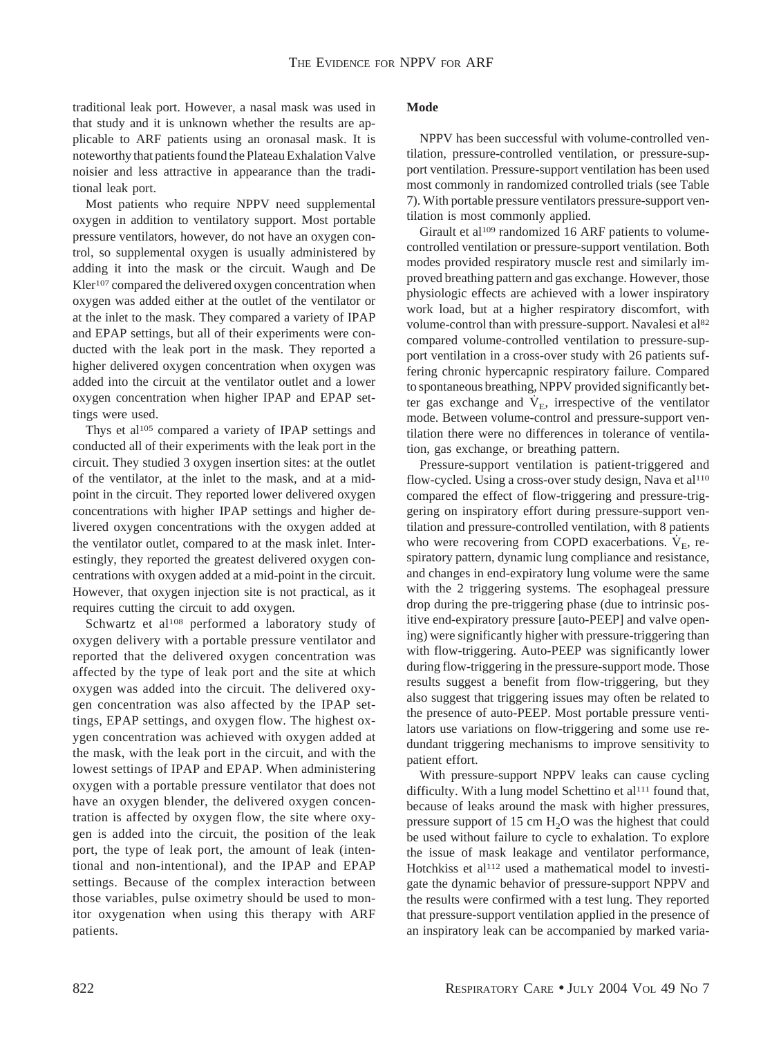traditional leak port. However, a nasal mask was used in that study and it is unknown whether the results are applicable to ARF patients using an oronasal mask. It is noteworthy that patients found the Plateau Exhalation Valve noisier and less attractive in appearance than the traditional leak port.

Most patients who require NPPV need supplemental oxygen in addition to ventilatory support. Most portable pressure ventilators, however, do not have an oxygen control, so supplemental oxygen is usually administered by adding it into the mask or the circuit. Waugh and De Kler[107] compared the delivered oxygen concentration when oxygen was added either at the outlet of the ventilator or at the inlet to the mask. They compared a variety of IPAP and EPAP settings, but all of their experiments were conducted with the leak port in the mask. They reported a higher delivered oxygen concentration when oxygen was added into the circuit at the ventilator outlet and a lower oxygen concentration when higher IPAP and EPAP settings were used.

Thys et al[105] compared a variety of IPAP settings and conducted all of their experiments with the leak port in the circuit. They studied 3 oxygen insertion sites: at the outlet of the ventilator, at the inlet to the mask, and at a midpoint in the circuit. They reported lower delivered oxygen concentrations with higher IPAP settings and higher delivered oxygen concentrations with the oxygen added at the ventilator outlet, compared to at the mask inlet. Interestingly, they reported the greatest delivered oxygen concentrations with oxygen added at a mid-point in the circuit. However, that oxygen injection site is not practical, as it requires cutting the circuit to add oxygen.

Schwartz et al[108] performed a laboratory study of oxygen delivery with a portable pressure ventilator and reported that the delivered oxygen concentration was affected by the type of leak port and the site at which oxygen was added into the circuit. The delivered oxygen concentration was also affected by the IPAP settings, EPAP settings, and oxygen flow. The highest oxygen concentration was achieved with oxygen added at the mask, with the leak port in the circuit, and with the lowest settings of IPAP and EPAP. When administering oxygen with a portable pressure ventilator that does not have an oxygen blender, the delivered oxygen concentration is affected by oxygen flow, the site where oxygen is added into the circuit, the position of the leak port, the type of leak port, the amount of leak (intentional and non-intentional), and the IPAP and EPAP settings. Because of the complex interaction between those variables, pulse oximetry should be used to monitor oxygenation when using this therapy with ARF patients.

### Mode

NPPV has been successful with volume-controlled ventilation, pressure-controlled ventilation, or pressure-support ventilation. Pressure-support ventilation has been used most commonly in randomized controlled trials (see Table 7). With portable pressure ventilators pressure-support ventilation is most commonly applied.

Girault et al[109] randomized 16 ARF patients to volume-controlled ventilation or pressure-support ventilation. Both modes provided respiratory muscle rest and similarly improved breathing pattern and gas exchange. However, those physiologic effects are achieved with a lower inspiratory work load, but at a higher respiratory discomfort, with volume-control than with pressure-support. Navalesi et al[82] compared volume-controlled ventilation to pressure-support ventilation in a cross-over study with 26 patients suffering chronic hypercapnic respiratory failure. Compared to spontaneous breathing, NPPV provided significantly better gas exchange and $\dot{V}_E$, irrespective of the ventilator mode. Between volume-control and pressure-support ventilation there were no differences in tolerance of ventilation, gas exchange, or breathing pattern.

Pressure-support ventilation is patient-triggered and flow-cycled. Using a cross-over study design, Nava et al[110] compared the effect of flow-triggering and pressure-triggering on inspiratory effort during pressure-support ventilation and pressure-controlled ventilation, with 8 patients who were recovering from COPD exacerbations. $\dot{V}_E$, respiratory pattern, dynamic lung compliance and resistance, and changes in end-expiratory lung volume were the same with the 2 triggering systems. The esophageal pressure drop during the pre-triggering phase (due to intrinsic positive end-expiratory pressure [auto-PEEP] and valve opening) were significantly higher with pressure-triggering than with flow-triggering. Auto-PEEP was significantly lower during flow-triggering in the pressure-support mode. Those results suggest a benefit from flow-triggering, but they also suggest that triggering issues may often be related to the presence of auto-PEEP. Most portable pressure ventilators use variations on flow-triggering and some use redundant triggering mechanisms to improve sensitivity to patient effort.

With pressure-support NPPV leaks can cause cycling difficulty. With a lung model Schettino et al[111] found that, because of leaks around the mask with higher pressures, pressure support of 15 cm $H_2O$ was the highest that could be used without failure to cycle to exhalation. To explore the issue of mask leakage and ventilator performance, Hotchkiss et al[112] used a mathematical model to investigate the dynamic behavior of pressure-support NPPV and the results were confirmed with a test lung. They reported that pressure-support ventilation applied in the presence of an inspiratory leak can be accompanied by marked varia-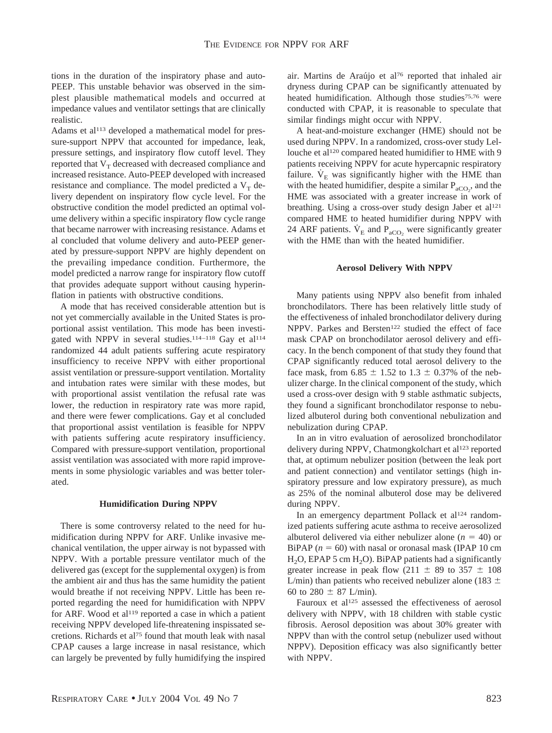tions in the duration of the inspiratory phase and auto-PEEP. This unstable behavior was observed in the simplest plausible mathematical models and occurred at impedance values and ventilator settings that are clinically realistic.

Adams et al[113] developed a mathematical model for pressure-support NPPV that accounted for impedance, leak, pressure settings, and inspiratory flow cutoff level. They reported that $V_T$ decreased with decreased compliance and increased resistance. Auto-PEEP developed with increased resistance and compliance. The model predicted a $V_T$ delivery dependent on inspiratory flow cycle level. For the obstructive condition the model predicted an optimal volume delivery within a specific inspiratory flow cycle range that became narrower with increasing resistance. Adams et al concluded that volume delivery and auto-PEEP generated by pressure-support NPPV are highly dependent on the prevailing impedance condition. Furthermore, the model predicted a narrow range for inspiratory flow cutoff that provides adequate support without causing hyperinflation in patients with obstructive conditions.

A mode that has received considerable attention but is not yet commercially available in the United States is proportional assist ventilation. This mode has been investigated with NPPV in several studies.[114–118] Gay et al[114] randomized 44 adult patients suffering acute respiratory insufficiency to receive NPPV with either proportional assist ventilation or pressure-support ventilation. Mortality and intubation rates were similar with these modes, but with proportional assist ventilation the refusal rate was lower, the reduction in respiratory rate was more rapid, and there were fewer complications. Gay et al concluded that proportional assist ventilation is feasible for NPPV with patients suffering acute respiratory insufficiency. Compared with pressure-support ventilation, proportional assist ventilation was associated with more rapid improvements in some physiologic variables and was better tolerated.

### Humidification During NPPV

There is some controversy related to the need for humidification during NPPV for ARF. Unlike invasive mechanical ventilation, the upper airway is not bypassed with NPPV. With a portable pressure ventilator much of the delivered gas (except for the supplemental oxygen) is from the ambient air and thus has the same humidity the patient would breathe if not receiving NPPV. Little has been reported regarding the need for humidification with NPPV for ARF. Wood et al[119] reported a case in which a patient receiving NPPV developed life-threatening inspissated secretions. Richards et al[75] found that mouth leak with nasal CPAP causes a large increase in nasal resistance, which can largely be prevented by fully humidifying the inspired air. Martins de Araújo et al[76] reported that inhaled air dryness during CPAP can be significantly attenuated by heated humidification. Although those studies[75,76] were conducted with CPAP, it is reasonable to speculate that similar findings might occur with NPPV.

A heat-and-moisture exchanger (HME) should not be used during NPPV. In a randomized, cross-over study Lellouche et al[120] compared heated humidifier to HME with 9 patients receiving NPPV for acute hypercapnic respiratory failure. $\dot{V}_E$ was significantly higher with the HME than with the heated humidifier, despite a similar $P_{aCO_2}$, and the HME was associated with a greater increase in work of breathing. Using a cross-over study design Jaber et al[121] compared HME to heated humidifier during NPPV with 24 ARF patients. $\dot{V}_E$ and $P_{aCO_2}$ were significantly greater with the HME than with the heated humidifier.

### Aerosol Delivery With NPPV

Many patients using NPPV also benefit from inhaled bronchodilators. There has been relatively little study of the effectiveness of inhaled bronchodilator delivery during NPPV. Parkes and Bersten[122] studied the effect of face mask CPAP on bronchodilator aerosol delivery and efficacy. In the bench component of that study they found that CPAP significantly reduced total aerosol delivery to the face mask, from $6.85 \pm 1.52$ to $1.3 \pm 0.37$% of the nebulizer charge. In the clinical component of the study, which used a cross-over design with 9 stable asthmatic subjects, they found a significant bronchodilator response to nebulized albuterol during both conventional nebulization and nebulization during CPAP.

In an in vitro evaluation of aerosolized bronchodilator delivery during NPPV, Chatmongkolchart et al[123] reported that, at optimum nebulizer position (between the leak port and patient connection) and ventilator settings (high inspiratory pressure and low expiratory pressure), as much as 25% of the nominal albuterol dose may be delivered during NPPV.

In an emergency department Pollack et al[124] randomized patients suffering acute asthma to receive aerosolized albuterol delivered via either nebulizer alone ($n = 40$) or BiPAP ($n = 60$) with nasal or oronasal mask (IPAP 10 cm $H_2O$, EPAP 5 cm $H_2O$). BiPAP patients had a significantly greater increase in peak flow ($211 \pm 89$ to $357 \pm 108$ L/min) than patients who received nebulizer alone ($183 \pm 60$ to $280 \pm 87$ L/min).

Fauroux et al[125] assessed the effectiveness of aerosol delivery with NPPV, with 18 children with stable cystic fibrosis. Aerosol deposition was about 30% greater with NPPV than with the control setup (nebulizer used without NPPV). Deposition efficacy was also significantly better with NPPV.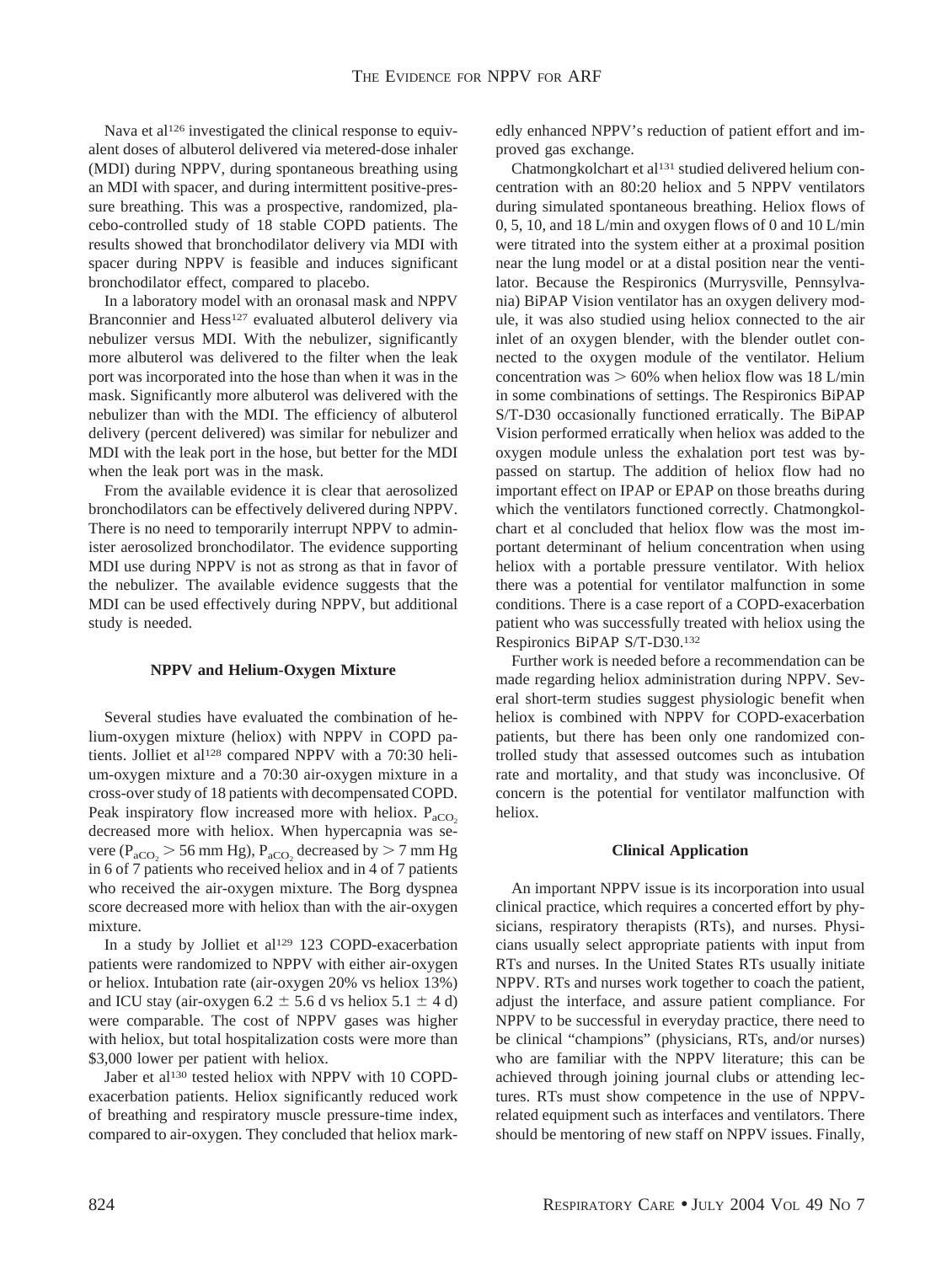Nava et al[126] investigated the clinical response to equivalent doses of albuterol delivered via metered-dose inhaler (MDI) during NPPV, during spontaneous breathing using an MDI with spacer, and during intermittent positive-pressure breathing. This was a prospective, randomized, placebo-controlled study of 18 stable COPD patients. The results showed that bronchodilator delivery via MDI with spacer during NPPV is feasible and induces significant bronchodilator effect, compared to placebo.

In a laboratory model with an oronasal mask and NPPV Branconnier and Hess[127] evaluated albuterol delivery via nebulizer versus MDI. With the nebulizer, significantly more albuterol was delivered to the filter when the leak port was incorporated into the hose than when it was in the mask. Significantly more albuterol was delivered with the nebulizer than with the MDI. The efficiency of albuterol delivery (percent delivered) was similar for nebulizer and MDI with the leak port in the hose, but better for the MDI when the leak port was in the mask.

From the available evidence it is clear that aerosolized bronchodilators can be effectively delivered during NPPV. There is no need to temporarily interrupt NPPV to administer aerosolized bronchodilator. The evidence supporting MDI use during NPPV is not as strong as that in favor of the nebulizer. The available evidence suggests that the MDI can be used effectively during NPPV, but additional study is needed.

### NPPV and Helium-Oxygen Mixture

Several studies have evaluated the combination of helium-oxygen mixture (heliox) with NPPV in COPD patients. Jolliet et al[128] compared NPPV with a 70:30 helium-oxygen mixture and a 70:30 air-oxygen mixture in a cross-over study of 18 patients with decompensated COPD. Peak inspiratory flow increased more with heliox. $P_{aCO_2}$ decreased more with heliox. When hypercapnia was severe ($P_{aCO_2} > 56$ mm Hg), $P_{aCO_2}$ decreased by $> 7$ mm Hg in 6 of 7 patients who received heliox and in 4 of 7 patients who received the air-oxygen mixture. The Borg dyspnea score decreased more with heliox than with the air-oxygen mixture.

In a study by Jolliet et al[129] 123 COPD-exacerbation patients were randomized to NPPV with either air-oxygen or heliox. Intubation rate (air-oxygen 20% vs heliox 13%) and ICU stay (air-oxygen $6.2 \pm 5.6$ d vs heliox $5.1 \pm 4$ d) were comparable. The cost of NPPV gases was higher with heliox, but total hospitalization costs were more than \$3,000 lower per patient with heliox.

Jaber et al[130] tested heliox with NPPV with 10 COPD-exacerbation patients. Heliox significantly reduced work of breathing and respiratory muscle pressure-time index, compared to air-oxygen. They concluded that heliox markedly enhanced NPPV's reduction of patient effort and improved gas exchange.

Chatmongkolchart et al[131] studied delivered helium concentration with an 80:20 heliox and 5 NPPV ventilators during simulated spontaneous breathing. Heliox flows of 0, 5, 10, and 18 L/min and oxygen flows of 0 and 10 L/min were titrated into the system either at a proximal position near the lung model or at a distal position near the ventilator. Because the Respironics (Murrysville, Pennsylvania) BiPAP Vision ventilator has an oxygen delivery module, it was also studied using heliox connected to the air inlet of an oxygen blender, with the blender outlet connected to the oxygen module of the ventilator. Helium concentration was $> 60\%$ when heliox flow was 18 L/min in some combinations of settings. The Respironics BiPAP S/T-D30 occasionally functioned erratically. The BiPAP Vision performed erratically when heliox was added to the oxygen module unless the exhalation port test was bypassed on startup. The addition of heliox flow had no important effect on IPAP or EPAP on those breaths during which the ventilators functioned correctly. Chatmongkolchart et al concluded that heliox flow was the most important determinant of helium concentration when using heliox with a portable pressure ventilator. With heliox there was a potential for ventilator malfunction in some conditions. There is a case report of a COPD-exacerbation patient who was successfully treated with heliox using the Respironics BiPAP S/T-D30.[132]

Further work is needed before a recommendation can be made regarding heliox administration during NPPV. Several short-term studies suggest physiologic benefit when heliox is combined with NPPV for COPD-exacerbation patients, but there has been only one randomized controlled study that assessed outcomes such as intubation rate and mortality, and that study was inconclusive. Of concern is the potential for ventilator malfunction with heliox.

### Clinical Application

An important NPPV issue is its incorporation into usual clinical practice, which requires a concerted effort by physicians, respiratory therapists (RTs), and nurses. Physicians usually select appropriate patients with input from RTs and nurses. In the United States RTs usually initiate NPPV. RTs and nurses work together to coach the patient, adjust the interface, and assure patient compliance. For NPPV to be successful in everyday practice, there need to be clinical "champions" (physicians, RTs, and/or nurses) who are familiar with the NPPV literature; this can be achieved through joining journal clubs or attending lectures. RTs must show competence in the use of NPPV-related equipment such as interfaces and ventilators. There should be mentoring of new staff on NPPV issues. Finally,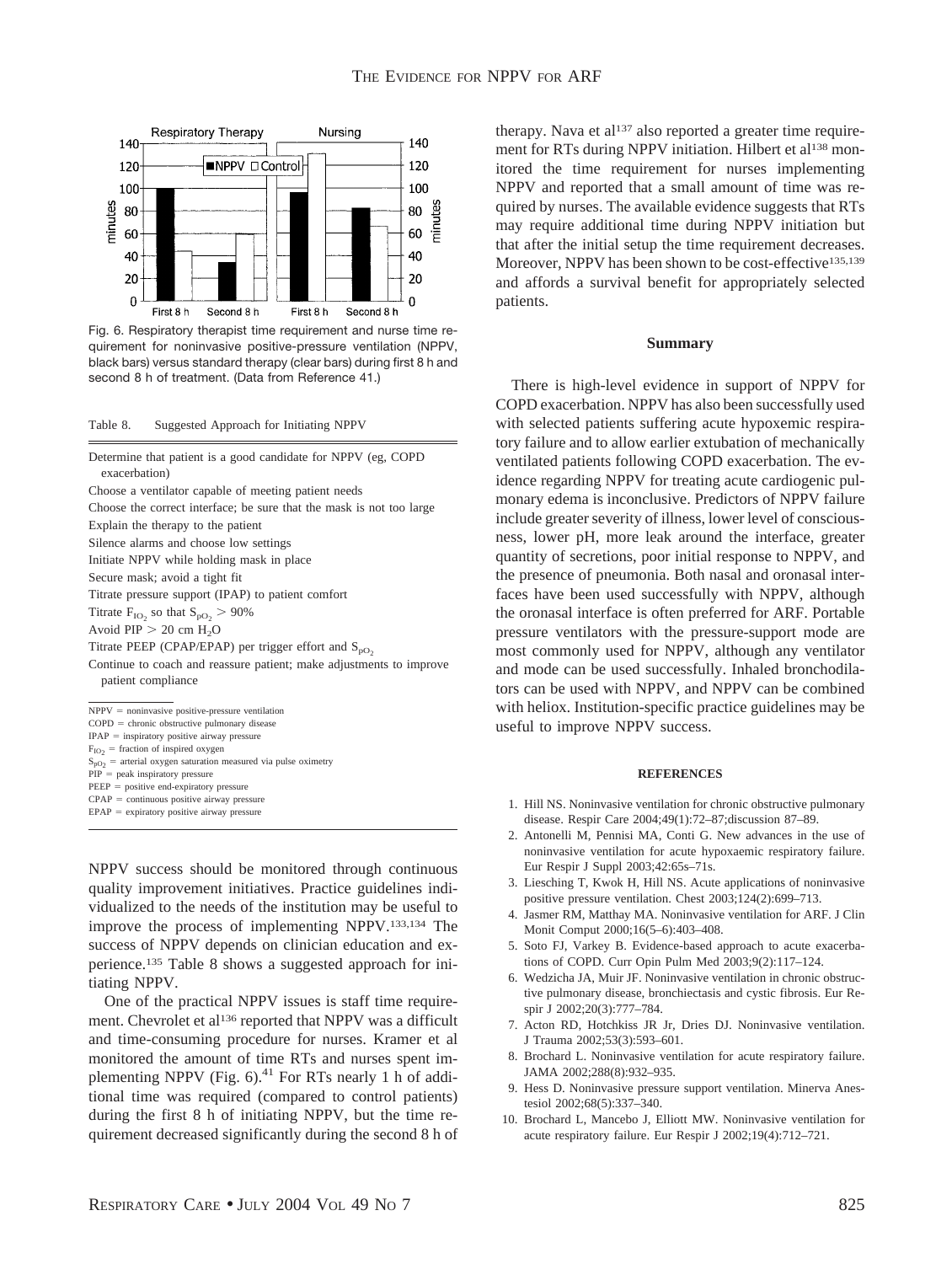Fig. 6. Respiratory therapist time requirement and nurse time requirement for noninvasive positive-pressure ventilation (NPPV, black bars) versus standard therapy (clear bars) during first 8 h and second 8 h of treatment. (Data from Reference 41.)

Table 8. Suggested Approach for Initiating NPPV

| |
|---|
| Determine that patient is a good candidate for NPPV (eg, COPD exacerbation) |
| Choose a ventilator capable of meeting patient needs |
| Choose the correct interface; be sure that the mask is not too large |
| Explain the therapy to the patient |
| Silence alarms and choose low settings |
| Initiate NPPV while holding mask in place |
| Secure mask; avoid a tight fit |
| Titrate pressure support (IPAP) to patient comfort |
| Titrate $F_{IO_2}$ so that $S_{pO_2} > 90\%$ |
| Avoid PIP > 20 cm $H_2O$ |
| Titrate PEEP (CPAP/EPAP) per trigger effort and $S_{pO_2}$ |
| Continue to coach and reassure patient; make adjustments to improve patient compliance |

NPPV = noninvasive positive-pressure ventilation
COPD = chronic obstructive pulmonary disease
IPAP = inspiratory positive airway pressure
$F_{IO_2}$ = fraction of inspired oxygen
$S_{pO_2}$ = arterial oxygen saturation measured via pulse oximetry
PIP = peak inspiratory pressure
PEEP = positive end-expiratory pressure
CPAP = continuous positive airway pressure
EPAP = expiratory positive airway pressure

NPPV success should be monitored through continuous quality improvement initiatives. Practice guidelines individualized to the needs of the institution may be useful to improve the process of implementing NPPV.[133,134] The success of NPPV depends on clinician education and experience.[135] Table 8 shows a suggested approach for initiating NPPV.

One of the practical NPPV issues is staff time requirement. Chevrolet et al[136] reported that NPPV was a difficult and time-consuming procedure for nurses. Kramer et al monitored the amount of time RTs and nurses spent implementing NPPV (Fig. 6).[41] For RTs nearly 1 h of additional time was required (compared to control patients) during the first 8 h of initiating NPPV, but the time requirement decreased significantly during the second 8 h of therapy. Nava et al[137] also reported a greater time requirement for RTs during NPPV initiation. Hilbert et al[138] monitored the time requirement for nurses implementing NPPV and reported that a small amount of time was required by nurses. The available evidence suggests that RTs may require additional time during NPPV initiation but that after the initial setup the time requirement decreases. Moreover, NPPV has been shown to be cost-effective[135,139] and affords a survival benefit for appropriately selected patients.

## Summary

There is high-level evidence in support of NPPV for COPD exacerbation. NPPV has also been successfully used with selected patients suffering acute hypoxemic respiratory failure and to allow earlier extubation of mechanically ventilated patients following COPD exacerbation. The evidence regarding NPPV for treating acute cardiogenic pulmonary edema is inconclusive. Predictors of NPPV failure include greater severity of illness, lower level of consciousness, lower pH, more leak around the interface, greater quantity of secretions, poor initial response to NPPV, and the presence of pneumonia. Both nasal and oronasal interfaces have been used successfully with NPPV, although the oronasal interface is often preferred for ARF. Portable pressure ventilators with the pressure-support mode are most commonly used for NPPV, although any ventilator and mode can be used successfully. Inhaled bronchodilators can be used with NPPV, and NPPV can be combined with heliox. Institution-specific practice guidelines may be useful to improve NPPV success.

## REFERENCES

1. Hill NS. Noninvasive ventilation for chronic obstructive pulmonary disease. Respir Care 2004;49(1):72–87;discussion 87–89.
2. Antonelli M, Pennisi MA, Conti G. New advances in the use of noninvasive ventilation for acute hypoxaemic respiratory failure. Eur Respir J Suppl 2003;42:65s–71s.
3. Liesching T, Kwok H, Hill NS. Acute applications of noninvasive positive pressure ventilation. Chest 2003;124(2):699–713.
4. Jasmer RM, Matthay MA. Noninvasive ventilation for ARF. J Clin Monit Comput 2000;16(5–6):403–408.
5. Soto FJ, Varkey B. Evidence-based approach to acute exacerbations of COPD. Curr Opin Pulm Med 2003;9(2):117–124.
6. Wedzicha JA, Muir JF. Noninvasive ventilation in chronic obstructive pulmonary disease, bronchiectasis and cystic fibrosis. Eur Respir J 2002;20(3):777–784.
7. Acton RD, Hotchkiss JR Jr, Dries DJ. Noninvasive ventilation. J Trauma 2002;53(3):593–601.
8. Brochard L. Noninvasive ventilation for acute respiratory failure. JAMA 2002;288(8):932–935.
9. Hess D. Noninvasive pressure support ventilation. Minerva Anestesiol 2002;68(5):337–340.
10. Brochard L, Mancebo J, Elliott MW. Noninvasive ventilation for acute respiratory failure. Eur Respir J 2002;19(4):712–721.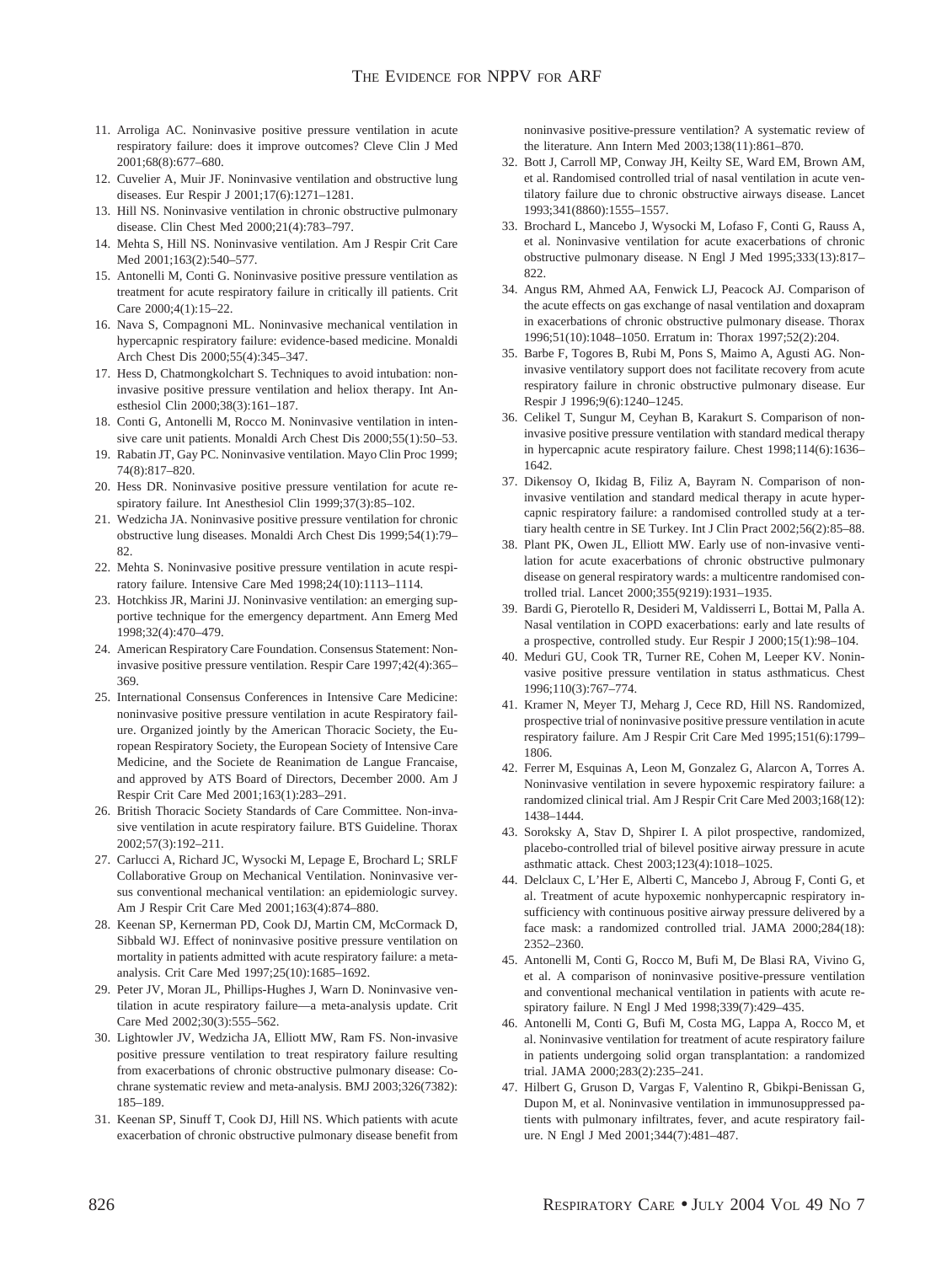11. Arroliga AC. Noninvasive positive pressure ventilation in acute respiratory failure: does it improve outcomes? Cleve Clin J Med 2001;68(8):677–680.
12. Cuvelier A, Muir JF. Noninvasive ventilation and obstructive lung diseases. Eur Respir J 2001;17(6):1271–1281.
13. Hill NS. Noninvasive ventilation in chronic obstructive pulmonary disease. Clin Chest Med 2000;21(4):783–797.
14. Mehta S, Hill NS. Noninvasive ventilation. Am J Respir Crit Care Med 2001;163(2):540–577.
15. Antonelli M, Conti G. Noninvasive positive pressure ventilation as treatment for acute respiratory failure in critically ill patients. Crit Care 2000;4(1):15–22.
16. Nava S, Compagnoni ML. Noninvasive mechanical ventilation in hypercapnic respiratory failure: evidence-based medicine. Monaldi Arch Chest Dis 2000;55(4):345–347.
17. Hess D, Chatmongkolchart S. Techniques to avoid intubation: noninvasive positive pressure ventilation and heliox therapy. Int Anesthesiol Clin 2000;38(3):161–187.
18. Conti G, Antonelli M, Rocco M. Noninvasive ventilation in intensive care unit patients. Monaldi Arch Chest Dis 2000;55(1):50–53.
19. Rabatin JT, Gay PC. Noninvasive ventilation. Mayo Clin Proc 1999; 74(8):817–820.
20. Hess DR. Noninvasive positive pressure ventilation for acute respiratory failure. Int Anesthesiol Clin 1999;37(3):85–102.
21. Wedzicha JA. Noninvasive positive pressure ventilation for chronic obstructive lung diseases. Monaldi Arch Chest Dis 1999;54(1):79–82.
22. Mehta S. Noninvasive positive pressure ventilation in acute respiratory failure. Intensive Care Med 1998;24(10):1113–1114.
23. Hotchkiss JR, Marini JJ. Noninvasive ventilation: an emerging supportive technique for the emergency department. Ann Emerg Med 1998;32(4):470–479.
24. American Respiratory Care Foundation. Consensus Statement: Noninvasive positive pressure ventilation. Respir Care 1997;42(4):365–369.
25. International Consensus Conferences in Intensive Care Medicine: noninvasive positive pressure ventilation in acute Respiratory failure. Organized jointly by the American Thoracic Society, the European Respiratory Society, the European Society of Intensive Care Medicine, and the Societe de Reanimation de Langue Francaise, and approved by ATS Board of Directors, December 2000. Am J Respir Crit Care Med 2001;163(1):283–291.
26. British Thoracic Society Standards of Care Committee. Non-invasive ventilation in acute respiratory failure. BTS Guideline. Thorax 2002;57(3):192–211.
27. Carlucci A, Richard JC, Wysocki M, Lepage E, Brochard L; SRLF Collaborative Group on Mechanical Ventilation. Noninvasive versus conventional mechanical ventilation: an epidemiologic survey. Am J Respir Crit Care Med 2001;163(4):874–880.
28. Keenan SP, Kernerman PD, Cook DJ, Martin CM, McCormack D, Sibbald WJ. Effect of noninvasive positive pressure ventilation on mortality in patients admitted with acute respiratory failure: a meta-analysis. Crit Care Med 1997;25(10):1685–1692.
29. Peter JV, Moran JL, Phillips-Hughes J, Warn D. Noninvasive ventilation in acute respiratory failure—a meta-analysis update. Crit Care Med 2002;30(3):555–562.
30. Lightowler JV, Wedzicha JA, Elliott MW, Ram FS. Non-invasive positive pressure ventilation to treat respiratory failure resulting from exacerbations of chronic obstructive pulmonary disease: Cochrane systematic review and meta-analysis. BMJ 2003;326(7382): 185–189.
31. Keenan SP, Sinuff T, Cook DJ, Hill NS. Which patients with acute exacerbation of chronic obstructive pulmonary disease benefit from noninvasive positive-pressure ventilation? A systematic review of the literature. Ann Intern Med 2003;138(11):861–870.
32. Bott J, Carroll MP, Conway JH, Keilty SE, Ward EM, Brown AM, et al. Randomised controlled trial of nasal ventilation in acute ventilatory failure due to chronic obstructive airways disease. Lancet 1993;341(8860):1555–1557.
33. Brochard L, Mancebo J, Wysocki M, Lofaso F, Conti G, Rauss A, et al. Noninvasive ventilation for acute exacerbations of chronic obstructive pulmonary disease. N Engl J Med 1995;333(13):817–822.
34. Angus RM, Ahmed AA, Fenwick LJ, Peacock AJ. Comparison of the acute effects on gas exchange of nasal ventilation and doxapram in exacerbations of chronic obstructive pulmonary disease. Thorax 1996;51(10):1048–1050. Erratum in: Thorax 1997;52(2):204.
35. Barbe F, Togores B, Rubi M, Pons S, Maimo A, Agusti AG. Noninvasive ventilatory support does not facilitate recovery from acute respiratory failure in chronic obstructive pulmonary disease. Eur Respir J 1996;9(6):1240–1245.
36. Celikel T, Sungur M, Ceyhan B, Karakurt S. Comparison of noninvasive positive pressure ventilation with standard medical therapy in hypercapnic acute respiratory failure. Chest 1998;114(6):1636–1642.
37. Dikensoy O, Ikidag B, Filiz A, Bayram N. Comparison of noninvasive ventilation and standard medical therapy in acute hypercapnic respiratory failure: a randomised controlled study at a tertiary health centre in SE Turkey. Int J Clin Pract 2002;56(2):85–88.
38. Plant PK, Owen JL, Elliott MW. Early use of non-invasive ventilation for acute exacerbations of chronic obstructive pulmonary disease on general respiratory wards: a multicentre randomised controlled trial. Lancet 2000;355(9219):1931–1935.
39. Bardi G, Pierotello R, Desideri M, Valdisserri L, Bottai M, Palla A. Nasal ventilation in COPD exacerbations: early and late results of a prospective, controlled study. Eur Respir J 2000;15(1):98–104.
40. Meduri GU, Cook TR, Turner RE, Cohen M, Leeper KV. Noninvasive positive pressure ventilation in status asthmaticus. Chest 1996;110(3):767–774.
41. Kramer N, Meyer TJ, Meharg J, Cece RD, Hill NS. Randomized, prospective trial of noninvasive positive pressure ventilation in acute respiratory failure. Am J Respir Crit Care Med 1995;151(6):1799–1806.
42. Ferrer M, Esquinas A, Leon M, Gonzalez G, Alarcon A, Torres A. Noninvasive ventilation in severe hypoxemic respiratory failure: a randomized clinical trial. Am J Respir Crit Care Med 2003;168(12): 1438–1444.
43. Soroksky A, Stav D, Shpirer I. A pilot prospective, randomized, placebo-controlled trial of bilevel positive airway pressure in acute asthmatic attack. Chest 2003;123(4):1018–1025.
44. Delclaux C, L'Her E, Alberti C, Mancebo J, Abroug F, Conti G, et al. Treatment of acute hypoxemic nonhypercapnic respiratory insufficiency with continuous positive airway pressure delivered by a face mask: a randomized controlled trial. JAMA 2000;284(18): 2352–2360.
45. Antonelli M, Conti G, Rocco M, Bufi M, De Blasi RA, Vivino G, et al. A comparison of noninvasive positive-pressure ventilation and conventional mechanical ventilation in patients with acute respiratory failure. N Engl J Med 1998;339(7):429–435.
46. Antonelli M, Conti G, Bufi M, Costa MG, Lappa A, Rocco M, et al. Noninvasive ventilation for treatment of acute respiratory failure in patients undergoing solid organ transplantation: a randomized trial. JAMA 2000;283(2):235–241.
47. Hilbert G, Gruson D, Vargas F, Valentino R, Gbikpi-Benissan G, Dupon M, et al. Noninvasive ventilation in immunosuppressed patients with pulmonary infiltrates, fever, and acute respiratory failure. N Engl J Med 2001;344(7):481–487.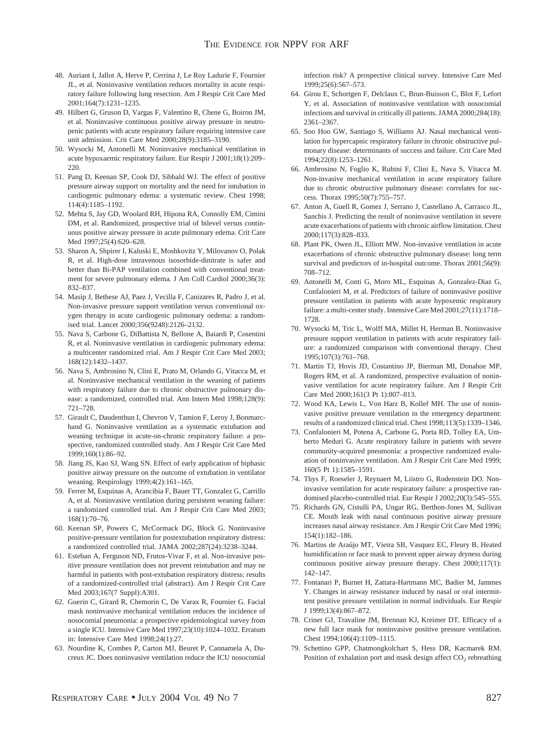48. Auriant I, Jallot A, Herve P, Cerrina J, Le Roy Ladurie F, Fournier JL, et al. Noninvasive ventilation reduces mortality in acute respiratory failure following lung resection. Am J Respir Crit Care Med 2001;164(7):1231–1235.
49. Hilbert G, Gruson D, Vargas F, Valentino R, Chene G, Boiron JM, et al. Noninvasive continuous positive airway pressure in neutropenic patients with acute respiratory failure requiring intensive care unit admission. Crit Care Med 2000;28(9):3185–3190.
50. Wysocki M, Antonelli M. Noninvasive mechanical ventilation in acute hypoxaemic respiratory failure. Eur Respir J 2001;18(1):209–220.
51. Pang D, Keenan SP, Cook DJ, Sibbald WJ. The effect of positive pressure airway support on mortality and the need for intubation in cardiogenic pulmonary edema: a systematic review. Chest 1998; 114(4):1185–1192.
52. Mehta S, Jay GD, Woolard RH, Hipona RA, Connolly EM, Cimini DM, et al. Randomized, prospective trial of bilevel versus continuous positive airway pressure in acute pulmonary edema. Crit Care Med 1997;25(4):620–628.
53. Sharon A, Shpirer I, Kaluski E, Moshkovitz Y, Milovanov O, Polak R, et al. High-dose intravenous isosorbide-dinitrate is safer and better than Bi-PAP ventilation combined with conventional treatment for severe pulmonary edema. J Am Coll Cardiol 2000;36(3): 832–837.
54. Masip J, Betbese AJ, Paez J, Vecilla F, Canizares R, Padro J, et al. Non-invasive pressure support ventilation versus conventional oxygen therapy in acute cardiogenic pulmonary oedema: a randomised trial. Lancet 2000;356(9248):2126–2132.
55. Nava S, Carbone G, DiBattista N, Bellone A, Baiardi P, Cosentini R, et al. Noninvasive ventilation in cardiogenic pulmonary edema: a multicenter randomized rrial. Am J Respir Crit Care Med 2003; 168(12):1432–1437.
56. Nava S, Ambrosino N, Clini E, Prato M, Orlando G, Vitacca M, et al. Noninvasive mechanical ventilation in the weaning of patients with respiratory failure due to chronic obstructive pulmonary disease: a randomized, controlled trial. Ann Intern Med 1998;128(9): 721–728.
57. Girault C, Daudenthun I, Chevron V, Tamion F, Leroy J, Bonmarchand G. Noninvasive ventilation as a systematic extubation and weaning technique in acute-on-chronic respiratory failure: a prospective, randomized controlled study. Am J Respir Crit Care Med 1999;160(1):86–92.
58. Jiang JS, Kao SJ, Wang SN. Effect of early application of biphasic positive airway pressure on the outcome of extubation in ventilator weaning. Respirology 1999;4(2):161–165.
59. Ferrer M, Esquinas A, Arancibia F, Bauer TT, Gonzalez G, Carrillo A, et al. Noninvasive ventilation during persistent weaning failure: a randomized controlled trial. Am J Respir Crit Care Med 2003; 168(1):70–76.
60. Keenan SP, Powers C, McCormack DG, Block G. Noninvasive positive-pressure ventilation for postextubation respiratory distress: a randomized controlled trial. JAMA 2002;287(24):3238–3244.
61. Esteban A, Ferguson ND, Frutos-Vivar F, et al. Non-invasive positive pressure ventilation does not prevent reintubation and may ne harmful in patients with post-extubation respiratory distress: results of a randomized-controlled trial (abstract). Am J Respir Crit Care Med 2003;167(7 Suppl):A301.
62. Guerin C, Girard R, Chemorin C, De Varax R, Fournier G. Facial mask noninvasive mechanical ventilation reduces the incidence of nosocomial pneumonia: a prospective epidemiological survey from a single ICU. Intensive Care Med 1997;23(10):1024–1032. Erratum in: Intensive Care Med 1998;24(1):27.
63. Nourdine K, Combes P, Carton MJ, Beuret P, Cannamela A, Ducreux JC. Does noninvasive ventilation reduce the ICU nosocomial infection risk? A prospective clinical survey. Intensive Care Med 1999;25(6):567–573.
64. Girou E, Schortgen F, Delclaux C, Brun-Buisson C, Blot F, Lefort Y, et al. Association of noninvasive ventilation with nosocomial infections and survival in critically ill patients. JAMA 2000;284(18): 2361–2367.
65. Soo Hoo GW, Santiago S, Williams AJ. Nasal mechanical ventilation for hypercapnic respiratory failure in chronic obstructive pulmonary disease: determinants of success and failure. Crit Care Med 1994;22(8):1253–1261.
66. Ambrosino N, Foglio K, Rubini F, Clini E, Nava S, Vitacca M. Non-invasive mechanical ventilation in acute respiratory failure due to chronic obstructive pulmonary disease: correlates for success. Thorax 1995;50(7):755–757.
67. Anton A, Guell R, Gomez J, Serrano J, Castellano A, Carrasco JL, Sanchis J. Predicting the result of noninvasive ventilation in severe acute exacerbations of patients with chronic airflow limitation. Chest 2000;117(3):828–833.
68. Plant PK, Owen JL, Elliott MW. Non-invasive ventilation in acute exacerbations of chronic obstructive pulmonary disease: long term survival and predictors of in-hospital outcome. Thorax 2001;56(9): 708–712.
69. Antonelli M, Conti G, Moro ML, Esquinas A, Gonzalez-Diaz G, Confalonieri M, et al. Predictors of failure of noninvasive positive pressure ventilation in patients with acute hypoxemic respiratory failure: a multi-center study. Intensive Care Med 2001;27(11):1718–1728.
70. Wysocki M, Tric L, Wolff MA, Millet H, Herman B. Noninvasive pressure support ventilation in patients with acute respiratory failure: a randomized comparison with conventional therapy. Chest 1995;107(3):761–768.
71. Martin TJ, Hovis JD, Costantino JP, Bierman MI, Donahoe MP, Rogers RM, et al. A randomized, prospective evaluation of noninvasive ventilation for acute respiratory failure. Am J Respir Crit Care Med 2000;161(3 Pt 1):807–813.
72. Wood KA, Lewis L, Von Harz B, Kollef MH. The use of noninvasive positive pressure ventilation in the emergency department: results of a randomized clinical trial. Chest 1998;113(5):1339–1346.
73. Confalonieri M, Potena A, Carbone G, Porta RD, Tolley EA, Umberto Meduri G. Acute respiratory failure in patients with severe community-acquired pneumonia: a prospective randomized evaluation of noninvasive ventilation. Am J Respir Crit Care Med 1999; 160(5 Pt 1):1585–1591.
74. Thys F, Roeseler J, Reynaert M, Liistro G, Rodenstein DO. Noninvasive ventilation for acute respiratory failure: a prospective randomised placebo-controlled trial. Eur Respir J 2002;20(3):545–555.
75. Richards GN, Cistulli PA, Ungar RG, Berthon-Jones M, Sullivan CE. Mouth leak with nasal continuous positive airway pressure increases nasal airway resistance. Am J Respir Crit Care Med 1996; 154(1):182–186.
76. Martins de Araújo MT, Vieira SB, Vasquez EC, Fleury B. Heated humidification or face mask to prevent upper airway dryness during continuous positive airway pressure therapy. Chest 2000;117(1): 142–147.
77. Fontanari P, Burnet H, Zattara-Hartmann MC, Badier M, Jammes Y. Changes in airway resistance induced by nasal or oral intermittent positive pressure ventilation in normal individuals. Eur Respir J 1999;13(4):867–872.
78. Criner GJ, Travaline JM, Brennan KJ, Kreimer DT. Efficacy of a new full face mask for noninvasive positive pressure ventilation. Chest 1994;106(4):1109–1115.
79. Schettino GPP, Chatmongkolchart S, Hess DR, Kacmarek RM. Position of exhalation port and mask design affect $CO_2$ rebreathing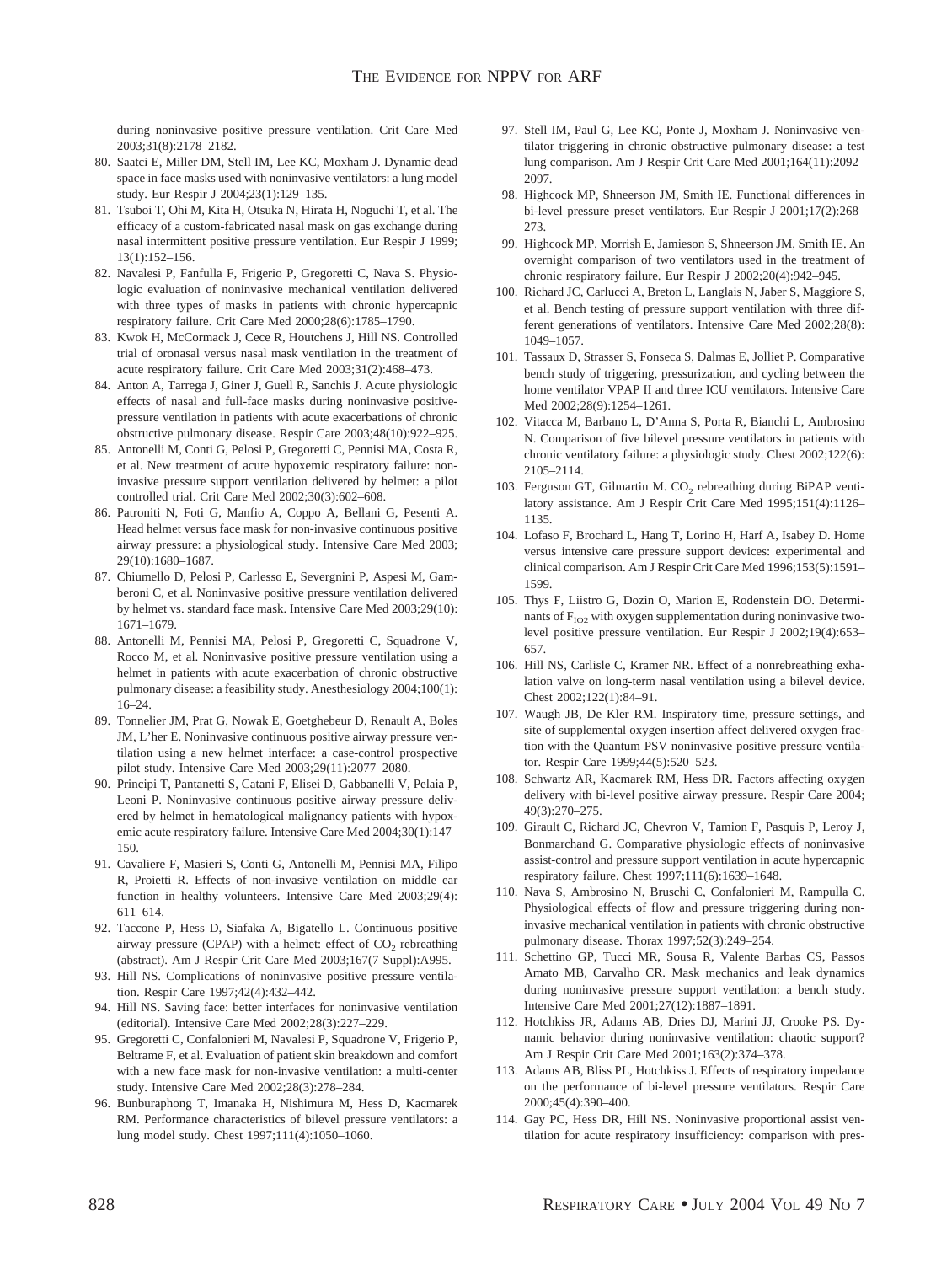during noninvasive positive pressure ventilation. Crit Care Med 2003;31(8):2178–2182.

80. Saatci E, Miller DM, Stell IM, Lee KC, Moxham J. Dynamic dead space in face masks used with noninvasive ventilators: a lung model study. Eur Respir J 2004;23(1):129–135.
81. Tsuboi T, Ohi M, Kita H, Otsuka N, Hirata H, Noguchi T, et al. The efficacy of a custom-fabricated nasal mask on gas exchange during nasal intermittent positive pressure ventilation. Eur Respir J 1999; 13(1):152–156.
82. Navalesi P, Fanfulla F, Frigerio P, Gregoretti C, Nava S. Physiologic evaluation of noninvasive mechanical ventilation delivered with three types of masks in patients with chronic hypercapnic respiratory failure. Crit Care Med 2000;28(6):1785–1790.
83. Kwok H, McCormack J, Cece R, Houtchens J, Hill NS. Controlled trial of oronasal versus nasal mask ventilation in the treatment of acute respiratory failure. Crit Care Med 2003;31(2):468–473.
84. Anton A, Tarrega J, Giner J, Guell R, Sanchis J. Acute physiologic effects of nasal and full-face masks during noninvasive positive-pressure ventilation in patients with acute exacerbations of chronic obstructive pulmonary disease. Respir Care 2003;48(10):922–925.
85. Antonelli M, Conti G, Pelosi P, Gregoretti C, Pennisi MA, Costa R, et al. New treatment of acute hypoxemic respiratory failure: noninvasive pressure support ventilation delivered by helmet: a pilot controlled trial. Crit Care Med 2002;30(3):602–608.
86. Patroniti N, Foti G, Manfio A, Coppo A, Bellani G, Pesenti A. Head helmet versus face mask for non-invasive continuous positive airway pressure: a physiological study. Intensive Care Med 2003; 29(10):1680–1687.
87. Chiumello D, Pelosi P, Carlesso E, Severgnini P, Aspesi M, Gamberoni C, et al. Noninvasive positive pressure ventilation delivered by helmet vs. standard face mask. Intensive Care Med 2003;29(10): 1671–1679.
88. Antonelli M, Pennisi MA, Pelosi P, Gregoretti C, Squadrone V, Rocco M, et al. Noninvasive positive pressure ventilation using a helmet in patients with acute exacerbation of chronic obstructive pulmonary disease: a feasibility study. Anesthesiology 2004;100(1): 16–24.
89. Tonnelier JM, Prat G, Nowak E, Goetghebeur D, Renault A, Boles JM, L'her E. Noninvasive continuous positive airway pressure ventilation using a new helmet interface: a case-control prospective pilot study. Intensive Care Med 2003;29(11):2077–2080.
90. Principi T, Pantanetti S, Catani F, Elisei D, Gabbanelli V, Pelaia P, Leoni P. Noninvasive continuous positive airway pressure delivered by helmet in hematological malignancy patients with hypoxemic acute respiratory failure. Intensive Care Med 2004;30(1):147–150.
91. Cavaliere F, Masieri S, Conti G, Antonelli M, Pennisi MA, Filipo R, Proietti R. Effects of non-invasive ventilation on middle ear function in healthy volunteers. Intensive Care Med 2003;29(4): 611–614.
92. Taccone P, Hess D, Siafaka A, Bigatello L. Continuous positive airway pressure (CPAP) with a helmet: effect of $CO_2$ rebreathing (abstract). Am J Respir Crit Care Med 2003;167(7 Suppl):A995.
93. Hill NS. Complications of noninvasive positive pressure ventilation. Respir Care 1997;42(4):432–442.
94. Hill NS. Saving face: better interfaces for noninvasive ventilation (editorial). Intensive Care Med 2002;28(3):227–229.
95. Gregoretti C, Confalonieri M, Navalesi P, Squadrone V, Frigerio P, Beltrame F, et al. Evaluation of patient skin breakdown and comfort with a new face mask for non-invasive ventilation: a multi-center study. Intensive Care Med 2002;28(3):278–284.
96. Bunburaphong T, Imanaka H, Nishimura M, Hess D, Kacmarek RM. Performance characteristics of bilevel pressure ventilators: a lung model study. Chest 1997;111(4):1050–1060.
97. Stell IM, Paul G, Lee KC, Ponte J, Moxham J. Noninvasive ventilator triggering in chronic obstructive pulmonary disease: a test lung comparison. Am J Respir Crit Care Med 2001;164(11):2092–2097.
98. Highcock MP, Shneerson JM, Smith IE. Functional differences in bi-level pressure preset ventilators. Eur Respir J 2001;17(2):268–273.
99. Highcock MP, Morrish E, Jamieson S, Shneerson JM, Smith IE. An overnight comparison of two ventilators used in the treatment of chronic respiratory failure. Eur Respir J 2002;20(4):942–945.
100. Richard JC, Carlucci A, Breton L, Langlais N, Jaber S, Maggiore S, et al. Bench testing of pressure support ventilation with three different generations of ventilators. Intensive Care Med 2002;28(8): 1049–1057.
101. Tassaux D, Strasser S, Fonseca S, Dalmas E, Jolliet P. Comparative bench study of triggering, pressurization, and cycling between the home ventilator VPAP II and three ICU ventilators. Intensive Care Med 2002;28(9):1254–1261.
102. Vitacca M, Barbano L, D'Anna S, Porta R, Bianchi L, Ambrosino N. Comparison of five bilevel pressure ventilators in patients with chronic ventilatory failure: a physiologic study. Chest 2002;122(6): 2105–2114.
103. Ferguson GT, Gilmartin M. $CO_2$ rebreathing during BiPAP ventilatory assistance. Am J Respir Crit Care Med 1995;151(4):1126–1135.
104. Lofaso F, Brochard L, Hang T, Lorino H, Harf A, Isabey D. Home versus intensive care pressure support devices: experimental and clinical comparison. Am J Respir Crit Care Med 1996;153(5):1591–1599.
105. Thys F, Liistro G, Dozin O, Marion E, Rodenstein DO. Determinants of $F_{IO2}$ with oxygen supplementation during noninvasive two-level positive pressure ventilation. Eur Respir J 2002;19(4):653–657.
106. Hill NS, Carlisle C, Kramer NR. Effect of a nonrebreathing exhalation valve on long-term nasal ventilation using a bilevel device. Chest 2002;122(1):84–91.
107. Waugh JB, De Kler RM. Inspiratory time, pressure settings, and site of supplemental oxygen insertion affect delivered oxygen fraction with the Quantum PSV noninvasive positive pressure ventilator. Respir Care 1999;44(5):520–523.
108. Schwartz AR, Kacmarek RM, Hess DR. Factors affecting oxygen delivery with bi-level positive airway pressure. Respir Care 2004; 49(3):270–275.
109. Girault C, Richard JC, Chevron V, Tamion F, Pasquis P, Leroy J, Bonmarchand G. Comparative physiologic effects of noninvasive assist-control and pressure support ventilation in acute hypercapnic respiratory failure. Chest 1997;111(6):1639–1648.
110. Nava S, Ambrosino N, Bruschi C, Confalonieri M, Rampulla C. Physiological effects of flow and pressure triggering during non-invasive mechanical ventilation in patients with chronic obstructive pulmonary disease. Thorax 1997;52(3):249–254.
111. Schettino GP, Tucci MR, Sousa R, Valente Barbas CS, Passos Amato MB, Carvalho CR. Mask mechanics and leak dynamics during noninvasive pressure support ventilation: a bench study. Intensive Care Med 2001;27(12):1887–1891.
112. Hotchkiss JR, Adams AB, Dries DJ, Marini JJ, Crooke PS. Dynamic behavior during noninvasive ventilation: chaotic support? Am J Respir Crit Care Med 2001;163(2):374–378.
113. Adams AB, Bliss PL, Hotchkiss J. Effects of respiratory impedance on the performance of bi-level pressure ventilators. Respir Care 2000;45(4):390–400.
114. Gay PC, Hess DR, Hill NS. Noninvasive proportional assist ventilation for acute respiratory insufficiency: comparison with pres-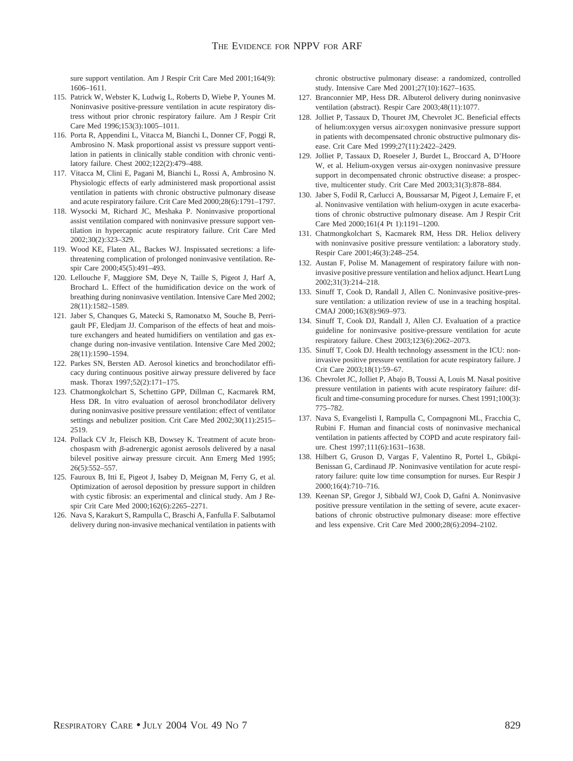sure support ventilation. Am J Respir Crit Care Med 2001;164(9): 1606–1611.

115. Patrick W, Webster K, Ludwig L, Roberts D, Wiebe P, Younes M. Noninvasive positive-pressure ventilation in acute respiratory distress without prior chronic respiratory failure. Am J Respir Crit Care Med 1996;153(3):1005–1011.
116. Porta R, Appendini L, Vitacca M, Bianchi L, Donner CF, Poggi R, Ambrosino N. Mask proportional assist vs pressure support ventilation in patients in clinically stable condition with chronic ventilatory failure. Chest 2002;122(2):479–488.
117. Vitacca M, Clini E, Pagani M, Bianchi L, Rossi A, Ambrosino N. Physiologic effects of early administered mask proportional assist ventilation in patients with chronic obstructive pulmonary disease and acute respiratory failure. Crit Care Med 2000;28(6):1791–1797.
118. Wysocki M, Richard JC, Meshaka P. Noninvasive proportional assist ventilation compared with noninvasive pressure support ventilation in hypercapnic acute respiratory failure. Crit Care Med 2002;30(2):323–329.
119. Wood KE, Flaten AL, Backes WJ. Inspissated secretions: a life-threatening complication of prolonged noninvasive ventilation. Respir Care 2000;45(5):491–493.
120. Lellouche F, Maggiore SM, Deye N, Taille S, Pigeot J, Harf A, Brochard L. Effect of the humidification device on the work of breathing during noninvasive ventilation. Intensive Care Med 2002; 28(11):1582–1589.
121. Jaber S, Chanques G, Matecki S, Ramonatxo M, Souche B, Perrigault PF, Eledjam JJ. Comparison of the effects of heat and moisture exchangers and heated humidifiers on ventilation and gas exchange during non-invasive ventilation. Intensive Care Med 2002; 28(11):1590–1594.
122. Parkes SN, Bersten AD. Aerosol kinetics and bronchodilator efficacy during continuous positive airway pressure delivered by face mask. Thorax 1997;52(2):171–175.
123. Chatmongkolchart S, Schettino GPP, Dillman C, Kacmarek RM, Hess DR. In vitro evaluation of aerosol bronchodilator delivery during noninvasive positive pressure ventilation: effect of ventilator settings and nebulizer position. Crit Care Med 2002;30(11):2515–2519.
124. Pollack CV Jr, Fleisch KB, Dowsey K. Treatment of acute bronchospasm with $\beta$-adrenergic agonist aerosols delivered by a nasal bilevel positive airway pressure circuit. Ann Emerg Med 1995; 26(5):552–557.
125. Fauroux B, Itti E, Pigeot J, Isabey D, Meignan M, Ferry G, et al. Optimization of aerosol deposition by pressure support in children with cystic fibrosis: an experimental and clinical study. Am J Respir Crit Care Med 2000;162(6):2265–2271.
126. Nava S, Karakurt S, Rampulla C, Braschi A, Fanfulla F. Salbutamol delivery during non-invasive mechanical ventilation in patients with chronic obstructive pulmonary disease: a randomized, controlled study. Intensive Care Med 2001;27(10):1627–1635.
127. Branconnier MP, Hess DR. Albuterol delivery during noninvasive ventilation (abstract). Respir Care 2003;48(11):1077.
128. Jolliet P, Tassaux D, Thouret JM, Chevrolet JC. Beneficial effects of helium:oxygen versus air:oxygen noninvasive pressure support in patients with decompensated chronic obstructive pulmonary disease. Crit Care Med 1999;27(11):2422–2429.
129. Jolliet P, Tassaux D, Roeseler J, Burdet L, Broccard A, D'Hoore W, et al. Helium-oxygen versus air-oxygen noninvasive pressure support in decompensated chronic obstructive disease: a prospective, multicenter study. Crit Care Med 2003;31(3):878–884.
130. Jaber S, Fodil R, Carlucci A, Boussarsar M, Pigeot J, Lemaire F, et al. Noninvasive ventilation with helium-oxygen in acute exacerbations of chronic obstructive pulmonary disease. Am J Respir Crit Care Med 2000;161(4 Pt 1):1191–1200.
131. Chatmongkolchart S, Kacmarek RM, Hess DR. Heliox delivery with noninvasive positive pressure ventilation: a laboratory study. Respir Care 2001;46(3):248–254.
132. Austan F, Polise M. Management of respiratory failure with noninvasive positive pressure ventilation and heliox adjunct. Heart Lung 2002;31(3):214–218.
133. Sinuff T, Cook D, Randall J, Allen C. Noninvasive positive-pressure ventilation: a utilization review of use in a teaching hospital. CMAJ 2000;163(8):969–973.
134. Sinuff T, Cook DJ, Randall J, Allen CJ. Evaluation of a practice guideline for noninvasive positive-pressure ventilation for acute respiratory failure. Chest 2003;123(6):2062–2073.
135. Sinuff T, Cook DJ. Health technology assessment in the ICU: noninvasive positive pressure ventilation for acute respiratory failure. J Crit Care 2003;18(1):59–67.
136. Chevrolet JC, Jolliet P, Abajo B, Toussi A, Louis M. Nasal positive pressure ventilation in patients with acute respiratory failure: difficult and time-consuming procedure for nurses. Chest 1991;100(3): 775–782.
137. Nava S, Evangelisti I, Rampulla C, Compagnoni ML, Fracchia C, Rubini F. Human and financial costs of noninvasive mechanical ventilation in patients affected by COPD and acute respiratory failure. Chest 1997;111(6):1631–1638.
138. Hilbert G, Gruson D, Vargas F, Valentino R, Portel L, Gbikpi-Benissan G, Cardinaud JP. Noninvasive ventilation for acute respiratory failure: quite low time consumption for nurses. Eur Respir J 2000;16(4):710–716.
139. Keenan SP, Gregor J, Sibbald WJ, Cook D, Gafni A. Noninvasive positive pressure ventilation in the setting of severe, acute exacerbations of chronic obstructive pulmonary disease: more effective and less expensive. Crit Care Med 2000;28(6):2094–2102.